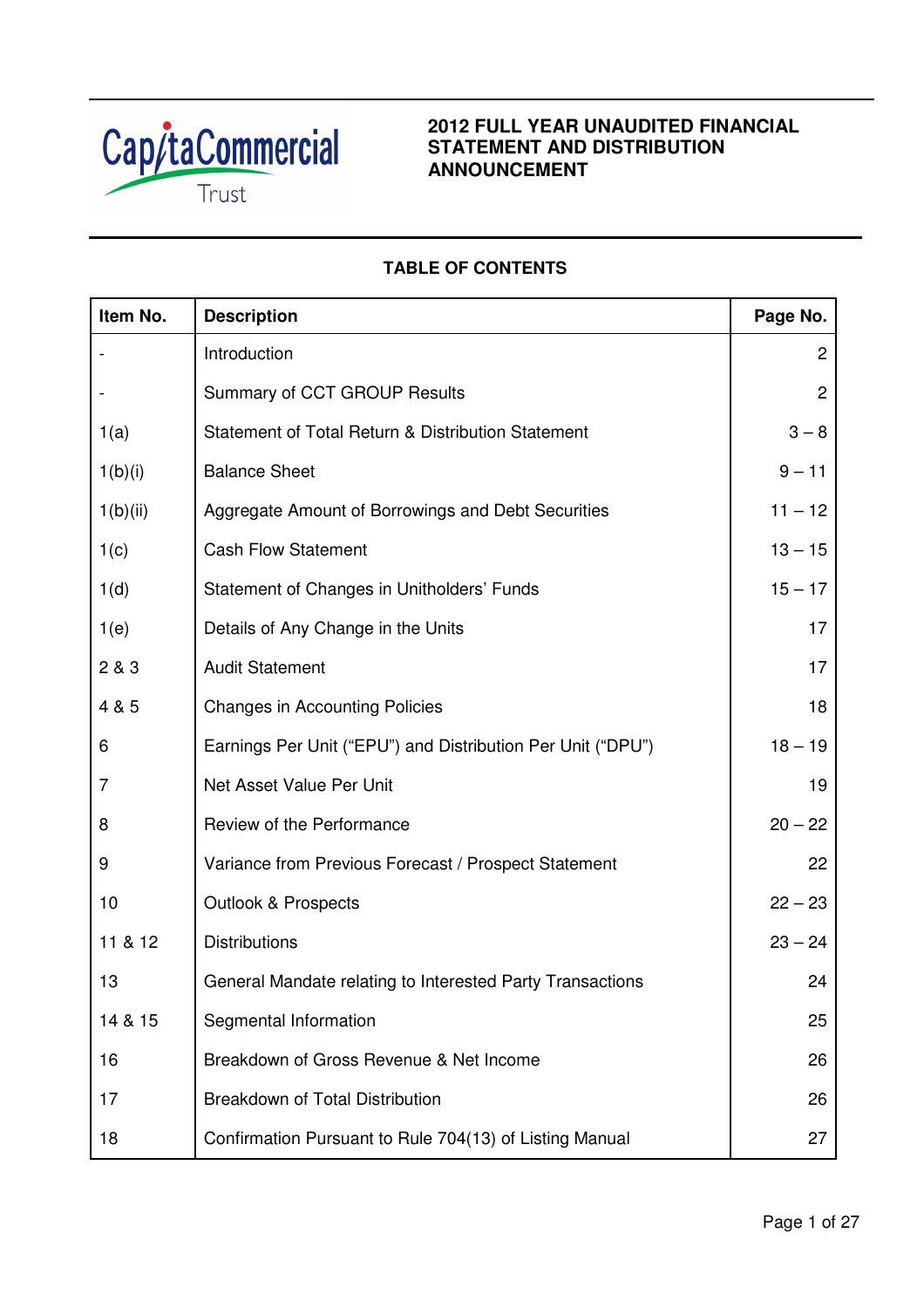CapitaCommercial Trust

# 2012 FULL YEAR UNAUDITED FINANCIAL STATEMENT AND DISTRIBUTION ANNOUNCEMENT

## TABLE OF CONTENTS

| Item No. | Description | Page No. |
|---|---|---|
| - | Introduction | 2 |
| - | Summary of CCT GROUP Results | 2 |
| 1(a) | Statement of Total Return & Distribution Statement | 3 – 8 |
| 1(b)(i) | Balance Sheet | 9 – 11 |
| 1(b)(ii) | Aggregate Amount of Borrowings and Debt Securities | 11 – 12 |
| 1(c) | Cash Flow Statement | 13 – 15 |
| 1(d) | Statement of Changes in Unitholders' Funds | 15 – 17 |
| 1(e) | Details of Any Change in the Units | 17 |
| 2 & 3 | Audit Statement | 17 |
| 4 & 5 | Changes in Accounting Policies | 18 |
| 6 | Earnings Per Unit ("EPU") and Distribution Per Unit ("DPU") | 18 – 19 |
| 7 | Net Asset Value Per Unit | 19 |
| 8 | Review of the Performance | 20 – 22 |
| 9 | Variance from Previous Forecast / Prospect Statement | 22 |
| 10 | Outlook & Prospects | 22 – 23 |
| 11 & 12 | Distributions | 23 – 24 |
| 13 | General Mandate relating to Interested Party Transactions | 24 |
| 14 & 15 | Segmental Information | 25 |
| 16 | Breakdown of Gross Revenue & Net Income | 26 |
| 17 | Breakdown of Total Distribution | 26 |
| 18 | Confirmation Pursuant to Rule 704(13) of Listing Manual | 27 |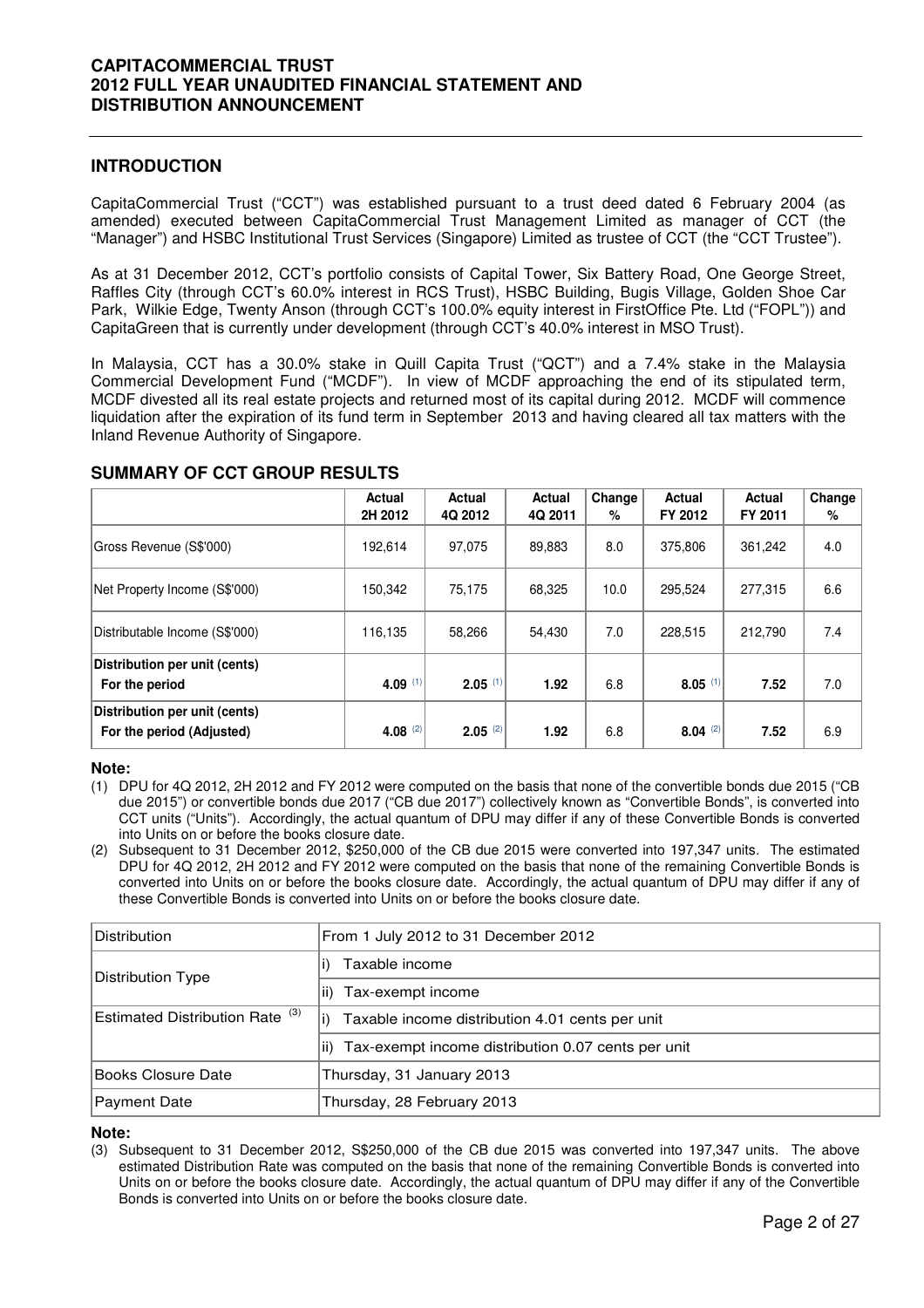## INTRODUCTION

CapitaCommercial Trust ("CCT") was established pursuant to a trust deed dated 6 February 2004 (as amended) executed between CapitaCommercial Trust Management Limited as manager of CCT (the "Manager") and HSBC Institutional Trust Services (Singapore) Limited as trustee of CCT (the "CCT Trustee").

As at 31 December 2012, CCT's portfolio consists of Capital Tower, Six Battery Road, One George Street, Raffles City (through CCT's 60.0% interest in RCS Trust), HSBC Building, Bugis Village, Golden Shoe Car Park, Wilkie Edge, Twenty Anson (through CCT's 100.0% equity interest in FirstOffice Pte. Ltd ("FOPL")) and CapitaGreen that is currently under development (through CCT's 40.0% interest in MSO Trust).

In Malaysia, CCT has a 30.0% stake in Quill Capita Trust ("QCT") and a 7.4% stake in the Malaysia Commercial Development Fund ("MCDF"). In view of MCDF approaching the end of its stipulated term, MCDF divested all its real estate projects and returned most of its capital during 2012. MCDF will commence liquidation after the expiration of its fund term in September 2013 and having cleared all tax matters with the Inland Revenue Authority of Singapore.

## SUMMARY OF CCT GROUP RESULTS

| | Actual 2H 2012 | Actual 4Q 2012 | Actual 4Q 2011 | Change % | Actual FY 2012 | Actual FY 2011 | Change % |
|---|---|---|---|---|---|---|---|
| Gross Revenue (S$'000) | 192,614 | 97,075 | 89,883 | 8.0 | 375,806 | 361,242 | 4.0 |
| Net Property Income (S$'000) | 150,342 | 75,175 | 68,325 | 10.0 | 295,524 | 277,315 | 6.6 |
| Distributable Income (S$'000) | 116,135 | 58,266 | 54,430 | 7.0 | 228,515 | 212,790 | 7.4 |
| **Distribution per unit (cents)**<br>**For the period** | **4.09** (1) | **2.05** (1) | **1.92** | 6.8 | **8.05** (1) | **7.52** | 7.0 |
| **Distribution per unit (cents)**<br>**For the period (Adjusted)** | **4.08** (2) | **2.05** (2) | **1.92** | 6.8 | **8.04** (2) | **7.52** | 6.9 |

**Note:**

(1) DPU for 4Q 2012, 2H 2012 and FY 2012 were computed on the basis that none of the convertible bonds due 2015 ("CB due 2015") or convertible bonds due 2017 ("CB due 2017") collectively known as "Convertible Bonds", is converted into CCT units ("Units"). Accordingly, the actual quantum of DPU may differ if any of these Convertible Bonds is converted into Units on or before the books closure date.

(2) Subsequent to 31 December 2012, $250,000 of the CB due 2015 were converted into 197,347 units. The estimated DPU for 4Q 2012, 2H 2012 and FY 2012 were computed on the basis that none of the remaining Convertible Bonds is converted into Units on or before the books closure date. Accordingly, the actual quantum of DPU may differ if any of these Convertible Bonds is converted into Units on or before the books closure date.

| Distribution | From 1 July 2012 to 31 December 2012 |
|---|---|
| Distribution Type | i) Taxable income<br>ii) Tax-exempt income |
| Estimated Distribution Rate (3) | i) Taxable income distribution 4.01 cents per unit<br>ii) Tax-exempt income distribution 0.07 cents per unit |
| Books Closure Date | Thursday, 31 January 2013 |
| Payment Date | Thursday, 28 February 2013 |

**Note:**

(3) Subsequent to 31 December 2012, S$250,000 of the CB due 2015 was converted into 197,347 units. The above estimated Distribution Rate was computed on the basis that none of the remaining Convertible Bonds is converted into Units on or before the books closure date. Accordingly, the actual quantum of DPU may differ if any of the Convertible Bonds is converted into Units on or before the books closure date.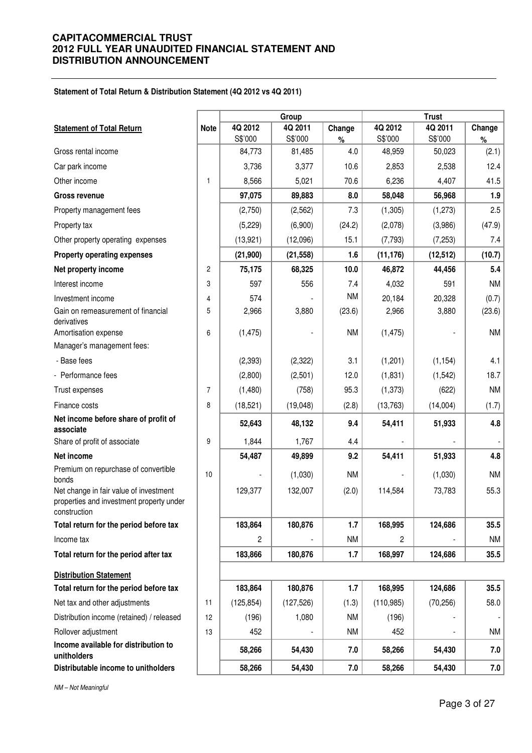# CAPITACOMMERCIAL TRUST
# 2012 FULL YEAR UNAUDITED FINANCIAL STATEMENT AND DISTRIBUTION ANNOUNCEMENT

**Statement of Total Return & Distribution Statement (4Q 2012 vs 4Q 2011)**

| | | Group | | | Trust | | |
|---|---|---|---|---|---|---|---|
| **Statement of Total Return** | **Note** | **4Q 2012** S$'000 | **4Q 2011** S$'000 | **Change** % | **4Q 2012** S$'000 | **4Q 2011** S$'000 | **Change** % |
| Gross rental income | | 84,773 | 81,485 | 4.0 | 48,959 | 50,023 | (2.1) |
| Car park income | | 3,736 | 3,377 | 10.6 | 2,853 | 2,538 | 12.4 |
| Other income | 1 | 8,566 | 5,021 | 70.6 | 6,236 | 4,407 | 41.5 |
| **Gross revenue** | | **97,075** | **89,883** | **8.0** | **58,048** | **56,968** | **1.9** |
| Property management fees | | (2,750) | (2,562) | 7.3 | (1,305) | (1,273) | 2.5 |
| Property tax | | (5,229) | (6,900) | (24.2) | (2,078) | (3,986) | (47.9) |
| Other property operating expenses | | (13,921) | (12,096) | 15.1 | (7,793) | (7,253) | 7.4 |
| **Property operating expenses** | | **(21,900)** | **(21,558)** | **1.6** | **(11,176)** | **(12,512)** | **(10.7)** |
| **Net property income** | 2 | **75,175** | **68,325** | **10.0** | **46,872** | **44,456** | **5.4** |
| Interest income | 3 | 597 | 556 | 7.4 | 4,032 | 591 | NM |
| Investment income | 4 | 574 | - | NM | 20,184 | 20,328 | (0.7) |
| Gain on remeasurement of financial derivatives | 5 | 2,966 | 3,880 | (23.6) | 2,966 | 3,880 | (23.6) |
| Amortisation expense | 6 | (1,475) | - | NM | (1,475) | - | NM |
| Manager's management fees: | | | | | | | |
| - Base fees | | (2,393) | (2,322) | 3.1 | (1,201) | (1,154) | 4.1 |
| - Performance fees | | (2,800) | (2,501) | 12.0 | (1,831) | (1,542) | 18.7 |
| Trust expenses | 7 | (1,480) | (758) | 95.3 | (1,373) | (622) | NM |
| Finance costs | 8 | (18,521) | (19,048) | (2.8) | (13,763) | (14,004) | (1.7) |
| **Net income before share of profit of associate** | | **52,643** | **48,132** | **9.4** | **54,411** | **51,933** | **4.8** |
| Share of profit of associate | 9 | 1,844 | 1,767 | 4.4 | - | - | - |
| **Net income** | | **54,487** | **49,899** | **9.2** | **54,411** | **51,933** | **4.8** |
| Premium on repurchase of convertible bonds | 10 | - | (1,030) | NM | - | (1,030) | NM |
| Net change in fair value of investment properties and investment property under construction | | 129,377 | 132,007 | (2.0) | 114,584 | 73,783 | 55.3 |
| **Total return for the period before tax** | | **183,864** | **180,876** | **1.7** | **168,995** | **124,686** | **35.5** |
| Income tax | | 2 | - | NM | 2 | - | NM |
| **Total return for the period after tax** | | **183,866** | **180,876** | **1.7** | **168,997** | **124,686** | **35.5** |
| **Distribution Statement** | | | | | | | |
| **Total return for the period before tax** | | **183,864** | **180,876** | **1.7** | **168,995** | **124,686** | **35.5** |
| Net tax and other adjustments | 11 | (125,854) | (127,526) | (1.3) | (110,985) | (70,256) | 58.0 |
| Distribution income (retained) / released | 12 | (196) | 1,080 | NM | (196) | - | - |
| Rollover adjustment | 13 | 452 | - | NM | 452 | - | NM |
| **Income available for distribution to unitholders** | | **58,266** | **54,430** | **7.0** | **58,266** | **54,430** | **7.0** |
| **Distributable income to unitholders** | | **58,266** | **54,430** | **7.0** | **58,266** | **54,430** | **7.0** |

*NM – Not Meaningful*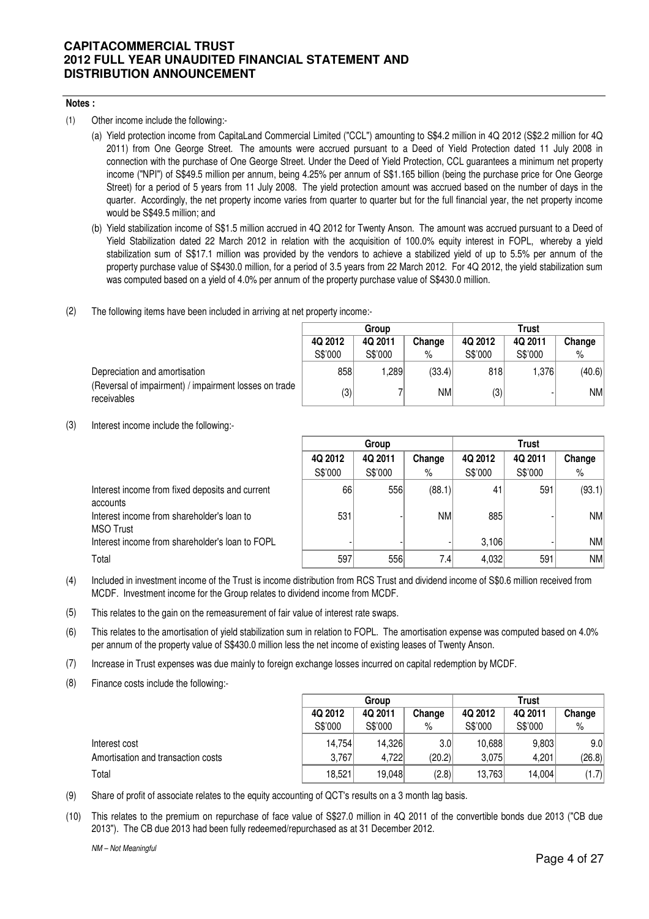**Notes :**

(1) Other income include the following:-

(a) Yield protection income from CapitaLand Commercial Limited ("CCL") amounting to S$4.2 million in 4Q 2012 (S$2.2 million for 4Q 2011) from One George Street. The amounts were accrued pursuant to a Deed of Yield Protection dated 11 July 2008 in connection with the purchase of One George Street. Under the Deed of Yield Protection, CCL guarantees a minimum net property income ("NPI") of S$49.5 million per annum, being 4.25% per annum of S$1.165 billion (being the purchase price for One George Street) for a period of 5 years from 11 July 2008. The yield protection amount was accrued based on the number of days in the quarter. Accordingly, the net property income varies from quarter to quarter but for the full financial year, the net property income would be S$49.5 million; and

(b) Yield stabilization income of S$1.5 million accrued in 4Q 2012 for Twenty Anson. The amount was accrued pursuant to a Deed of Yield Stabilization dated 22 March 2012 in relation with the acquisition of 100.0% equity interest in FOPL, whereby a yield stabilization sum of S$17.1 million was provided by the vendors to achieve a stabilized yield of up to 5.5% per annum of the property purchase value of S$430.0 million, for a period of 3.5 years from 22 March 2012. For 4Q 2012, the yield stabilization sum was computed based on a yield of 4.0% per annum of the property purchase value of S$430.0 million.

(2) The following items have been included in arriving at net property income:-

| | Group | | | Trust | | |
|---|---|---|---|---|---|---|
| | 4Q 2012<br>S$'000 | 4Q 2011<br>S$'000 | Change<br>% | 4Q 2012<br>S$'000 | 4Q 2011<br>S$'000 | Change<br>% |
| Depreciation and amortisation | 858 | 1,289 | (33.4) | 818 | 1,376 | (40.6) |
| (Reversal of impairment) / impairment losses on trade receivables | (3) | 7 | NM | (3) | - | NM |

(3) Interest income include the following:-

| | Group | | | Trust | | |
|---|---|---|---|---|---|---|
| | 4Q 2012<br>S$'000 | 4Q 2011<br>S$'000 | Change<br>% | 4Q 2012<br>S$'000 | 4Q 2011<br>S$'000 | Change<br>% |
| Interest income from fixed deposits and current accounts | 66 | 556 | (88.1) | 41 | 591 | (93.1) |
| Interest income from shareholder's loan to MSO Trust | 531 | - | NM | 885 | - | NM |
| Interest income from shareholder's loan to FOPL | - | - | - | 3,106 | - | NM |
| Total | 597 | 556 | 7.4 | 4,032 | 591 | NM |

(4) Included in investment income of the Trust is income distribution from RCS Trust and dividend income of S$0.6 million received from MCDF. Investment income for the Group relates to dividend income from MCDF.

(5) This relates to the gain on the remeasurement of fair value of interest rate swaps.

(6) This relates to the amortisation of yield stabilization sum in relation to FOPL. The amortisation expense was computed based on 4.0% per annum of the property value of S$430.0 million less the net income of existing leases of Twenty Anson.

(7) Increase in Trust expenses was due mainly to foreign exchange losses incurred on capital redemption by MCDF.

(8) Finance costs include the following:-

| | Group | | | Trust | | |
|---|---|---|---|---|---|---|
| | 4Q 2012<br>S$'000 | 4Q 2011<br>S$'000 | Change<br>% | 4Q 2012<br>S$'000 | 4Q 2011<br>S$'000 | Change<br>% |
| Interest cost | 14,754 | 14,326 | 3.0 | 10,688 | 9,803 | 9.0 |
| Amortisation and transaction costs | 3,767 | 4,722 | (20.2) | 3,075 | 4,201 | (26.8) |
| Total | 18,521 | 19,048 | (2.8) | 13,763 | 14,004 | (1.7) |

(9) Share of profit of associate relates to the equity accounting of QCT's results on a 3 month lag basis.

(10) This relates to the premium on repurchase of face value of S$27.0 million in 4Q 2011 of the convertible bonds due 2013 ("CB due 2013"). The CB due 2013 had been fully redeemed/repurchased as at 31 December 2012.

*NM – Not Meaningful*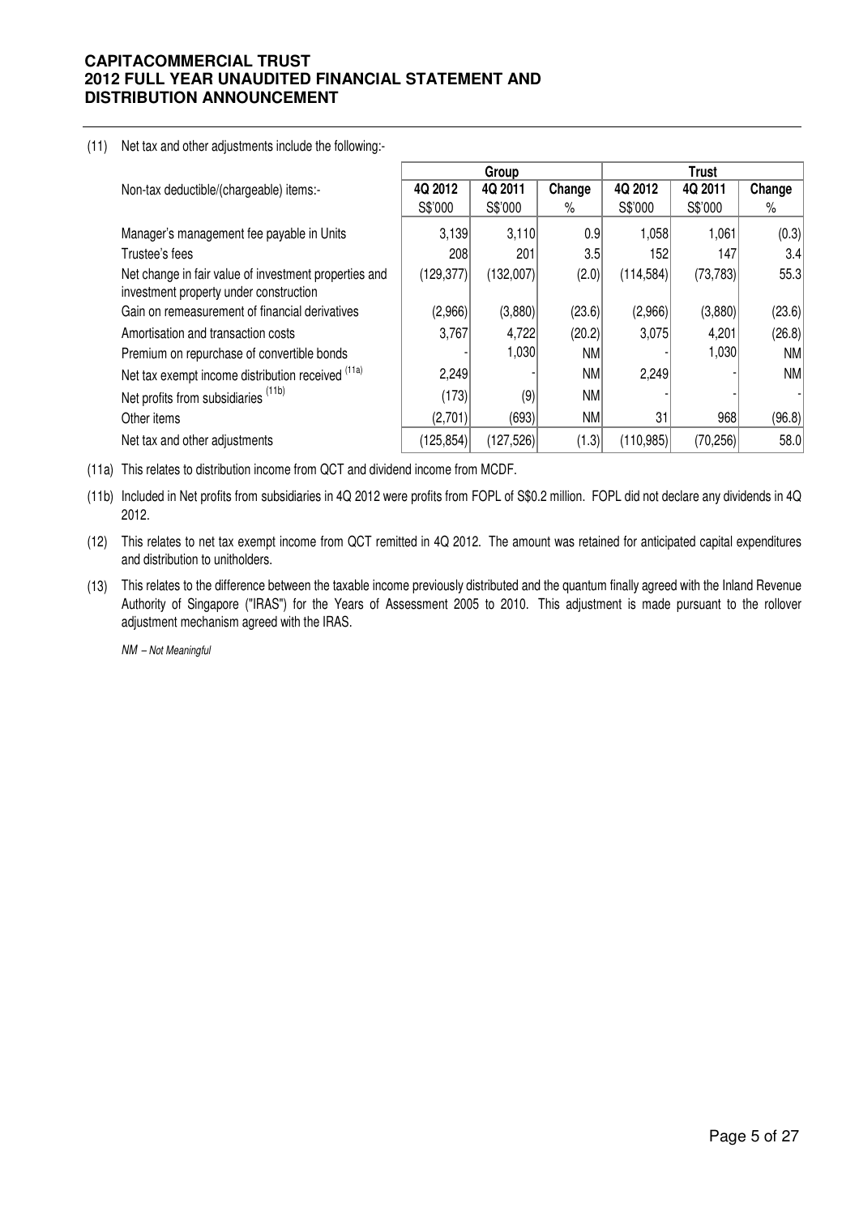(11) Net tax and other adjustments include the following:-

| Non-tax deductible/(chargeable) items:- | Group | | | Trust | | |
|---|---|---|---|---|---|---|
| | 4Q 2012 | 4Q 2011 | Change | 4Q 2012 | 4Q 2011 | Change |
| | S$'000 | S$'000 | % | S$'000 | S$'000 | % |
| Manager's management fee payable in Units | 3,139 | 3,110 | 0.9 | 1,058 | 1,061 | (0.3) |
| Trustee's fees | 208 | 201 | 3.5 | 152 | 147 | 3.4 |
| Net change in fair value of investment properties and investment property under construction | (129,377) | (132,007) | (2.0) | (114,584) | (73,783) | 55.3 |
| Gain on remeasurement of financial derivatives | (2,966) | (3,880) | (23.6) | (2,966) | (3,880) | (23.6) |
| Amortisation and transaction costs | 3,767 | 4,722 | (20.2) | 3,075 | 4,201 | (26.8) |
| Premium on repurchase of convertible bonds | - | 1,030 | NM | - | 1,030 | NM |
| Net tax exempt income distribution received [11a] | 2,249 | - | NM | 2,249 | - | NM |
| Net profits from subsidiaries [11b] | (173) | (9) | NM | - | - | - |
| Other items | (2,701) | (693) | NM | 31 | 968 | (96.8) |
| Net tax and other adjustments | (125,854) | (127,526) | (1.3) | (110,985) | (70,256) | 58.0 |

(11a) This relates to distribution income from QCT and dividend income from MCDF.

(11b) Included in Net profits from subsidiaries in 4Q 2012 were profits from FOPL of S$0.2 million. FOPL did not declare any dividends in 4Q 2012.

(12) This relates to net tax exempt income from QCT remitted in 4Q 2012. The amount was retained for anticipated capital expenditures and distribution to unitholders.

(13) This relates to the difference between the taxable income previously distributed and the quantum finally agreed with the Inland Revenue Authority of Singapore ("IRAS") for the Years of Assessment 2005 to 2010. This adjustment is made pursuant to the rollover adjustment mechanism agreed with the IRAS.

*NM – Not Meaningful*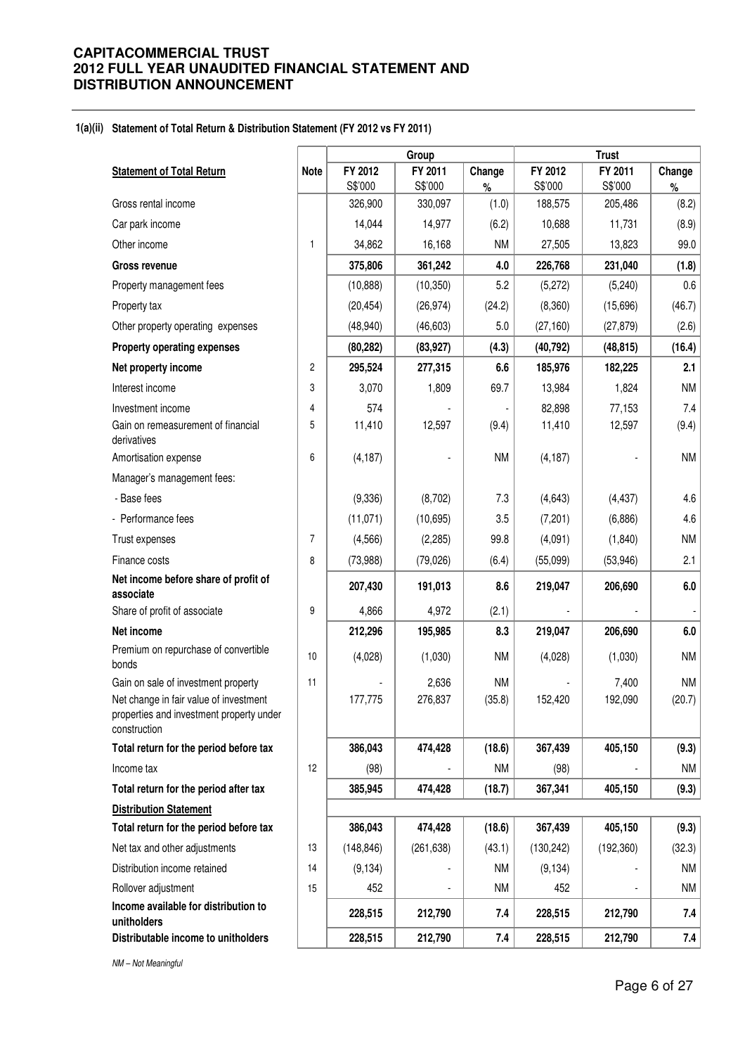#### 1(a)(ii) Statement of Total Return & Distribution Statement (FY 2012 vs FY 2011)

| | | Group | | | Trust | | |
|---|---|---|---|---|---|---|---|
| **Statement of Total Return** | **Note** | **FY 2012** S$'000 | **FY 2011** S$'000 | **Change** % | **FY 2012** S$'000 | **FY 2011** S$'000 | **Change** % |
| Gross rental income | | 326,900 | 330,097 | (1.0) | 188,575 | 205,486 | (8.2) |
| Car park income | | 14,044 | 14,977 | (6.2) | 10,688 | 11,731 | (8.9) |
| Other income | 1 | 34,862 | 16,168 | NM | 27,505 | 13,823 | 99.0 |
| **Gross revenue** | | **375,806** | **361,242** | **4.0** | **226,768** | **231,040** | **(1.8)** |
| Property management fees | | (10,888) | (10,350) | 5.2 | (5,272) | (5,240) | 0.6 |
| Property tax | | (20,454) | (26,974) | (24.2) | (8,360) | (15,696) | (46.7) |
| Other property operating expenses | | (48,940) | (46,603) | 5.0 | (27,160) | (27,879) | (2.6) |
| **Property operating expenses** | | **(80,282)** | **(83,927)** | **(4.3)** | **(40,792)** | **(48,815)** | **(16.4)** |
| **Net property income** | 2 | **295,524** | **277,315** | **6.6** | **185,976** | **182,225** | **2.1** |
| Interest income | 3 | 3,070 | 1,809 | 69.7 | 13,984 | 1,824 | NM |
| Investment income | 4 | 574 | - | - | 82,898 | 77,153 | 7.4 |
| Gain on remeasurement of financial derivatives | 5 | 11,410 | 12,597 | (9.4) | 11,410 | 12,597 | (9.4) |
| Amortisation expense | 6 | (4,187) | - | NM | (4,187) | - | NM |
| Manager's management fees: | | | | | | | |
| - Base fees | | (9,336) | (8,702) | 7.3 | (4,643) | (4,437) | 4.6 |
| - Performance fees | | (11,071) | (10,695) | 3.5 | (7,201) | (6,886) | 4.6 |
| Trust expenses | 7 | (4,566) | (2,285) | 99.8 | (4,091) | (1,840) | NM |
| Finance costs | 8 | (73,988) | (79,026) | (6.4) | (55,099) | (53,946) | 2.1 |
| **Net income before share of profit of associate** | | **207,430** | **191,013** | **8.6** | **219,047** | **206,690** | **6.0** |
| Share of profit of associate | 9 | 4,866 | 4,972 | (2.1) | - | - | - |
| **Net income** | | **212,296** | **195,985** | **8.3** | **219,047** | **206,690** | **6.0** |
| Premium on repurchase of convertible bonds | 10 | (4,028) | (1,030) | NM | (4,028) | (1,030) | NM |
| Gain on sale of investment property | 11 | - | 2,636 | NM | - | 7,400 | NM |
| Net change in fair value of investment properties and investment property under construction | | 177,775 | 276,837 | (35.8) | 152,420 | 192,090 | (20.7) |
| **Total return for the period before tax** | | **386,043** | **474,428** | **(18.6)** | **367,439** | **405,150** | **(9.3)** |
| Income tax | 12 | (98) | - | NM | (98) | - | NM |
| **Total return for the period after tax** | | **385,945** | **474,428** | **(18.7)** | **367,341** | **405,150** | **(9.3)** |
| **Distribution Statement** | | | | | | | |
| **Total return for the period before tax** | | **386,043** | **474,428** | **(18.6)** | **367,439** | **405,150** | **(9.3)** |
| Net tax and other adjustments | 13 | (148,846) | (261,638) | (43.1) | (130,242) | (192,360) | (32.3) |
| Distribution income retained | 14 | (9,134) | - | NM | (9,134) | - | NM |
| Rollover adjustment | 15 | 452 | - | NM | 452 | - | NM |
| **Income available for distribution to unitholders** | | **228,515** | **212,790** | **7.4** | **228,515** | **212,790** | **7.4** |
| **Distributable income to unitholders** | | **228,515** | **212,790** | **7.4** | **228,515** | **212,790** | **7.4** |

*NM – Not Meaningful*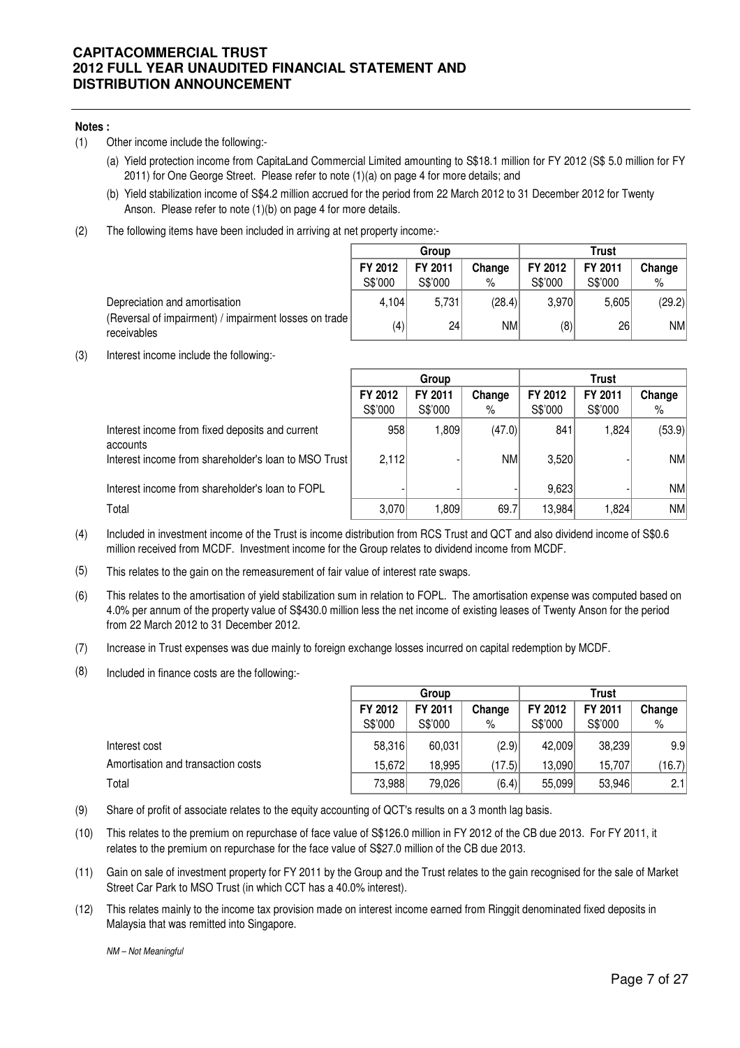**Notes :**

(1) Other income include the following:-

(a) Yield protection income from CapitaLand Commercial Limited amounting to S$18.1 million for FY 2012 (S$ 5.0 million for FY 2011) for One George Street. Please refer to note (1)(a) on page 4 for more details; and

(b) Yield stabilization income of S$4.2 million accrued for the period from 22 March 2012 to 31 December 2012 for Twenty Anson. Please refer to note (1)(b) on page 4 for more details.

(2) The following items have been included in arriving at net property income:-

| | Group | | | Trust | | |
|---|---|---|---|---|---|---|
| | FY 2012 S$'000 | FY 2011 S$'000 | Change % | FY 2012 S$'000 | FY 2011 S$'000 | Change % |
| Depreciation and amortisation | 4,104 | 5,731 | (28.4) | 3,970 | 5,605 | (29.2) |
| (Reversal of impairment) / impairment losses on trade receivables | (4) | 24 | NM | (8) | 26 | NM |

(3) Interest income include the following:-

| | Group | | | Trust | | |
|---|---|---|---|---|---|---|
| | FY 2012 S$'000 | FY 2011 S$'000 | Change % | FY 2012 S$'000 | FY 2011 S$'000 | Change % |
| Interest income from fixed deposits and current accounts | 958 | 1,809 | (47.0) | 841 | 1,824 | (53.9) |
| Interest income from shareholder's loan to MSO Trust | 2,112 | - | NM | 3,520 | - | NM |
| Interest income from shareholder's loan to FOPL | - | - | - | 9,623 | - | NM |
| Total | 3,070 | 1,809 | 69.7 | 13,984 | 1,824 | NM |

(4) Included in investment income of the Trust is income distribution from RCS Trust and QCT and also dividend income of S$0.6 million received from MCDF. Investment income for the Group relates to dividend income from MCDF.

(5) This relates to the gain on the remeasurement of fair value of interest rate swaps.

(6) This relates to the amortisation of yield stabilization sum in relation to FOPL. The amortisation expense was computed based on 4.0% per annum of the property value of S$430.0 million less the net income of existing leases of Twenty Anson for the period from 22 March 2012 to 31 December 2012.

(7) Increase in Trust expenses was due mainly to foreign exchange losses incurred on capital redemption by MCDF.

(8) Included in finance costs are the following:-

| | Group | | | Trust | | |
|---|---|---|---|---|---|---|
| | FY 2012 S$'000 | FY 2011 S$'000 | Change % | FY 2012 S$'000 | FY 2011 S$'000 | Change % |
| Interest cost | 58,316 | 60,031 | (2.9) | 42,009 | 38,239 | 9.9 |
| Amortisation and transaction costs | 15,672 | 18,995 | (17.5) | 13,090 | 15,707 | (16.7) |
| Total | 73,988 | 79,026 | (6.4) | 55,099 | 53,946 | 2.1 |

(9) Share of profit of associate relates to the equity accounting of QCT's results on a 3 month lag basis.

(10) This relates to the premium on repurchase of face value of S$126.0 million in FY 2012 of the CB due 2013. For FY 2011, it relates to the premium on repurchase for the face value of S$27.0 million of the CB due 2013.

(11) Gain on sale of investment property for FY 2011 by the Group and the Trust relates to the gain recognised for the sale of Market Street Car Park to MSO Trust (in which CCT has a 40.0% interest).

(12) This relates mainly to the income tax provision made on interest income earned from Ringgit denominated fixed deposits in Malaysia that was remitted into Singapore.

*NM – Not Meaningful*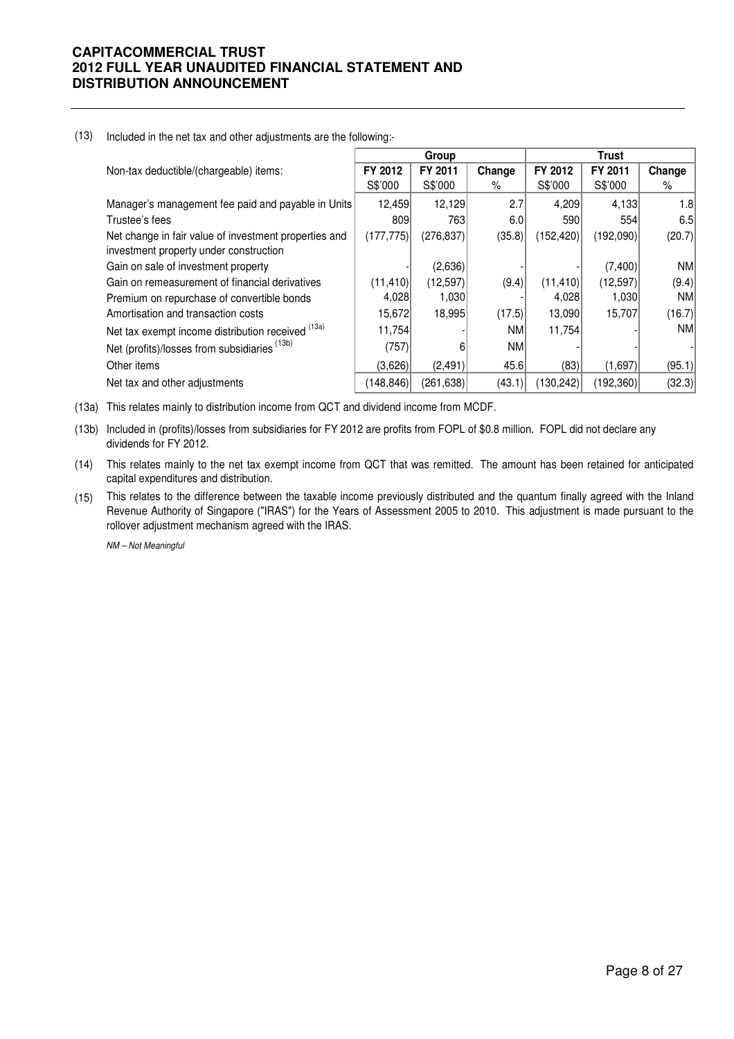(13) Included in the net tax and other adjustments are the following:-

| Non-tax deductible/(chargeable) items: | Group | | | Trust | | |
|---|---|---|---|---|---|---|
| | FY 2012 | FY 2011 | Change | FY 2012 | FY 2011 | Change |
| | S$'000 | S$'000 | % | S$'000 | S$'000 | % |
| Manager's management fee paid and payable in Units | 12,459 | 12,129 | 2.7 | 4,209 | 4,133 | 1.8 |
| Trustee's fees | 809 | 763 | 6.0 | 590 | 554 | 6.5 |
| Net change in fair value of investment properties and investment property under construction | (177,775) | (276,837) | (35.8) | (152,420) | (192,090) | (20.7) |
| Gain on sale of investment property | - | (2,636) | - | - | (7,400) | NM |
| Gain on remeasurement of financial derivatives | (11,410) | (12,597) | (9.4) | (11,410) | (12,597) | (9.4) |
| Premium on repurchase of convertible bonds | 4,028 | 1,030 | - | 4,028 | 1,030 | NM |
| Amortisation and transaction costs | 15,672 | 18,995 | (17.5) | 13,090 | 15,707 | (16.7) |
| Net tax exempt income distribution received [13a] | 11,754 | - | NM | 11,754 | - | NM |
| Net (profits)/losses from subsidiaries [13b] | (757) | 6 | NM | - | - | - |
| Other items | (3,626) | (2,491) | 45.6 | (83) | (1,697) | (95.1) |
| Net tax and other adjustments | (148,846) | (261,638) | (43.1) | (130,242) | (192,360) | (32.3) |

(13a) This relates mainly to distribution income from QCT and dividend income from MCDF.

(13b) Included in (profits)/losses from subsidiaries for FY 2012 are profits from FOPL of $0.8 million. FOPL did not declare any dividends for FY 2012.

(14) This relates mainly to the net tax exempt income from QCT that was remitted. The amount has been retained for anticipated capital expenditures and distribution.

(15) This relates to the difference between the taxable income previously distributed and the quantum finally agreed with the Inland Revenue Authority of Singapore ("IRAS") for the Years of Assessment 2005 to 2010. This adjustment is made pursuant to the rollover adjustment mechanism agreed with the IRAS.

*NM – Not Meaningful*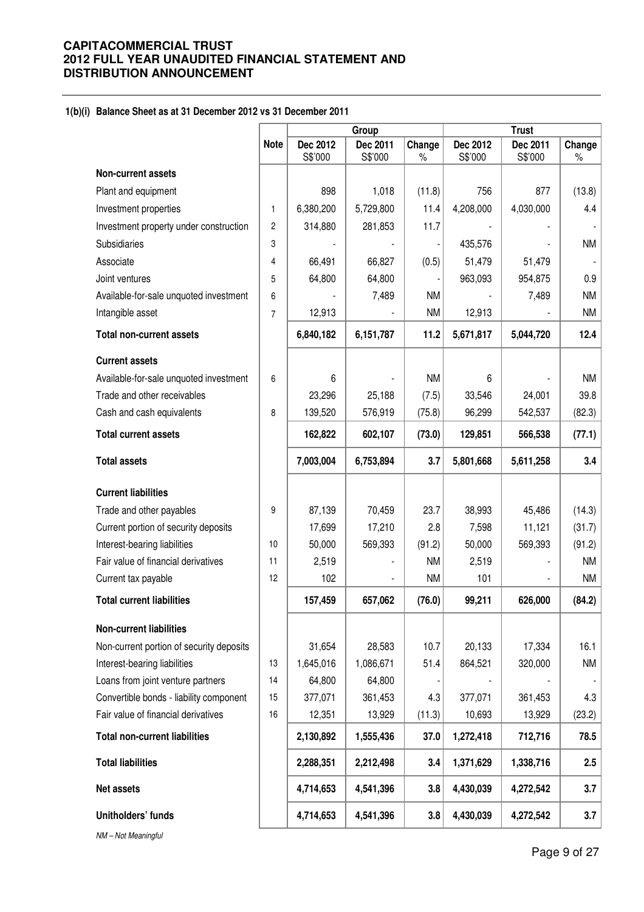## 1(b)(i) Balance Sheet as at 31 December 2012 vs 31 December 2011

| | Note | Group | | | Trust | | |
|---|---|---|---|---|---|---|---|
| | | Dec 2012 S$'000 | Dec 2011 S$'000 | Change % | Dec 2012 S$'000 | Dec 2011 S$'000 | Change % |
| **Non-current assets** | | | | | | | |
| Plant and equipment | | 898 | 1,018 | (11.8) | 756 | 877 | (13.8) |
| Investment properties | 1 | 6,380,200 | 5,729,800 | 11.4 | 4,208,000 | 4,030,000 | 4.4 |
| Investment property under construction | 2 | 314,880 | 281,853 | 11.7 | - | - | - |
| Subsidiaries | 3 | - | - | - | 435,576 | - | NM |
| Associate | 4 | 66,491 | 66,827 | (0.5) | 51,479 | 51,479 | - |
| Joint ventures | 5 | 64,800 | 64,800 | - | 963,093 | 954,875 | 0.9 |
| Available-for-sale unquoted investment | 6 | - | 7,489 | NM | - | 7,489 | NM |
| Intangible asset | 7 | 12,913 | - | NM | 12,913 | - | NM |
| **Total non-current assets** | | **6,840,182** | **6,151,787** | **11.2** | **5,671,817** | **5,044,720** | **12.4** |
| **Current assets** | | | | | | | |
| Available-for-sale unquoted investment | 6 | 6 | - | NM | 6 | - | NM |
| Trade and other receivables | | 23,296 | 25,188 | (7.5) | 33,546 | 24,001 | 39.8 |
| Cash and cash equivalents | 8 | 139,520 | 576,919 | (75.8) | 96,299 | 542,537 | (82.3) |
| **Total current assets** | | **162,822** | **602,107** | **(73.0)** | **129,851** | **566,538** | **(77.1)** |
| **Total assets** | | **7,003,004** | **6,753,894** | **3.7** | **5,801,668** | **5,611,258** | **3.4** |
| **Current liabilities** | | | | | | | |
| Trade and other payables | 9 | 87,139 | 70,459 | 23.7 | 38,993 | 45,486 | (14.3) |
| Current portion of security deposits | | 17,699 | 17,210 | 2.8 | 7,598 | 11,121 | (31.7) |
| Interest-bearing liabilities | 10 | 50,000 | 569,393 | (91.2) | 50,000 | 569,393 | (91.2) |
| Fair value of financial derivatives | 11 | 2,519 | - | NM | 2,519 | - | NM |
| Current tax payable | 12 | 102 | - | NM | 101 | - | NM |
| **Total current liabilities** | | **157,459** | **657,062** | **(76.0)** | **99,211** | **626,000** | **(84.2)** |
| **Non-current liabilities** | | | | | | | |
| Non-current portion of security deposits | | 31,654 | 28,583 | 10.7 | 20,133 | 17,334 | 16.1 |
| Interest-bearing liabilities | 13 | 1,645,016 | 1,086,671 | 51.4 | 864,521 | 320,000 | NM |
| Loans from joint venture partners | 14 | 64,800 | 64,800 | - | - | - | - |
| Convertible bonds - liability component | 15 | 377,071 | 361,453 | 4.3 | 377,071 | 361,453 | 4.3 |
| Fair value of financial derivatives | 16 | 12,351 | 13,929 | (11.3) | 10,693 | 13,929 | (23.2) |
| **Total non-current liabilities** | | **2,130,892** | **1,555,436** | **37.0** | **1,272,418** | **712,716** | **78.5** |
| **Total liabilities** | | **2,288,351** | **2,212,498** | **3.4** | **1,371,629** | **1,338,716** | **2.5** |
| **Net assets** | | **4,714,653** | **4,541,396** | **3.8** | **4,430,039** | **4,272,542** | **3.7** |
| **Unitholders' funds** | | **4,714,653** | **4,541,396** | **3.8** | **4,430,039** | **4,272,542** | **3.7** |

*NM – Not Meaningful*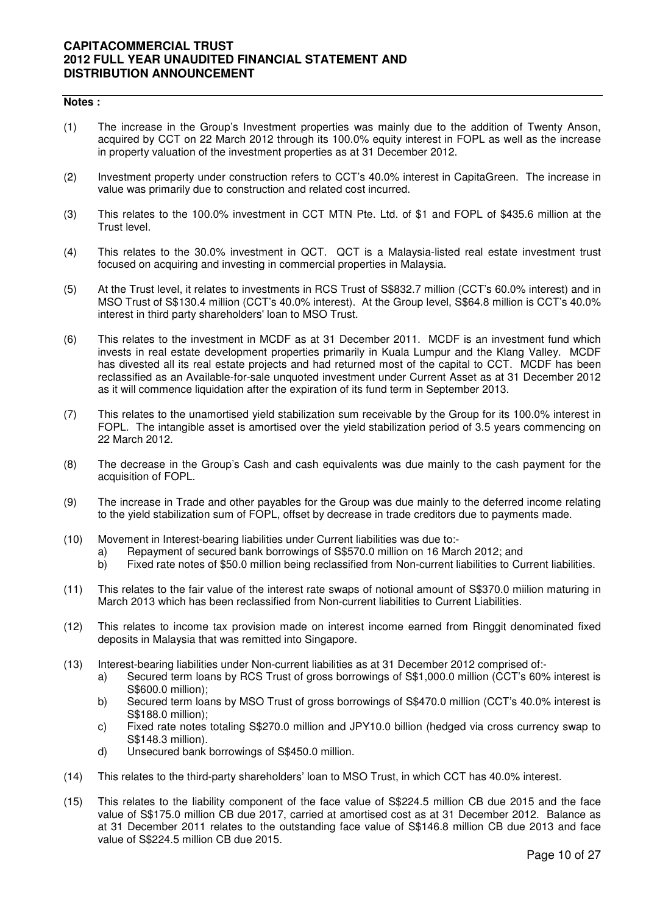**Notes :**

(1) The increase in the Group's Investment properties was mainly due to the addition of Twenty Anson, acquired by CCT on 22 March 2012 through its 100.0% equity interest in FOPL as well as the increase in property valuation of the investment properties as at 31 December 2012.

(2) Investment property under construction refers to CCT's 40.0% interest in CapitaGreen. The increase in value was primarily due to construction and related cost incurred.

(3) This relates to the 100.0% investment in CCT MTN Pte. Ltd. of $1 and FOPL of $435.6 million at the Trust level.

(4) This relates to the 30.0% investment in QCT. QCT is a Malaysia-listed real estate investment trust focused on acquiring and investing in commercial properties in Malaysia.

(5) At the Trust level, it relates to investments in RCS Trust of S$832.7 million (CCT's 60.0% interest) and in MSO Trust of S$130.4 million (CCT's 40.0% interest). At the Group level, S$64.8 million is CCT's 40.0% interest in third party shareholders' loan to MSO Trust.

(6) This relates to the investment in MCDF as at 31 December 2011. MCDF is an investment fund which invests in real estate development properties primarily in Kuala Lumpur and the Klang Valley. MCDF has divested all its real estate projects and had returned most of the capital to CCT. MCDF has been reclassified as an Available-for-sale unquoted investment under Current Asset as at 31 December 2012 as it will commence liquidation after the expiration of its fund term in September 2013.

(7) This relates to the unamortised yield stabilization sum receivable by the Group for its 100.0% interest in FOPL. The intangible asset is amortised over the yield stabilization period of 3.5 years commencing on 22 March 2012.

(8) The decrease in the Group's Cash and cash equivalents was due mainly to the cash payment for the acquisition of FOPL.

(9) The increase in Trade and other payables for the Group was due mainly to the deferred income relating to the yield stabilization sum of FOPL, offset by decrease in trade creditors due to payments made.

(10) Movement in Interest-bearing liabilities under Current liabilities was due to:-
   a) Repayment of secured bank borrowings of S$570.0 million on 16 March 2012; and
   b) Fixed rate notes of $50.0 million being reclassified from Non-current liabilities to Current liabilities.

(11) This relates to the fair value of the interest rate swaps of notional amount of S$370.0 miilion maturing in March 2013 which has been reclassified from Non-current liabilities to Current Liabilities.

(12) This relates to income tax provision made on interest income earned from Ringgit denominated fixed deposits in Malaysia that was remitted into Singapore.

(13) Interest-bearing liabilities under Non-current liabilities as at 31 December 2012 comprised of:-
   a) Secured term loans by RCS Trust of gross borrowings of S$1,000.0 million (CCT's 60% interest is S$600.0 million);
   b) Secured term loans by MSO Trust of gross borrowings of S$470.0 million (CCT's 40.0% interest is S$188.0 million);
   c) Fixed rate notes totaling S$270.0 million and JPY10.0 billion (hedged via cross currency swap to S$148.3 million).
   d) Unsecured bank borrowings of S$450.0 million.

(14) This relates to the third-party shareholders' loan to MSO Trust, in which CCT has 40.0% interest.

(15) This relates to the liability component of the face value of S$224.5 million CB due 2015 and the face value of S$175.0 million CB due 2017, carried at amortised cost as at 31 December 2012. Balance as at 31 December 2011 relates to the outstanding face value of S$146.8 million CB due 2013 and face value of S$224.5 million CB due 2015.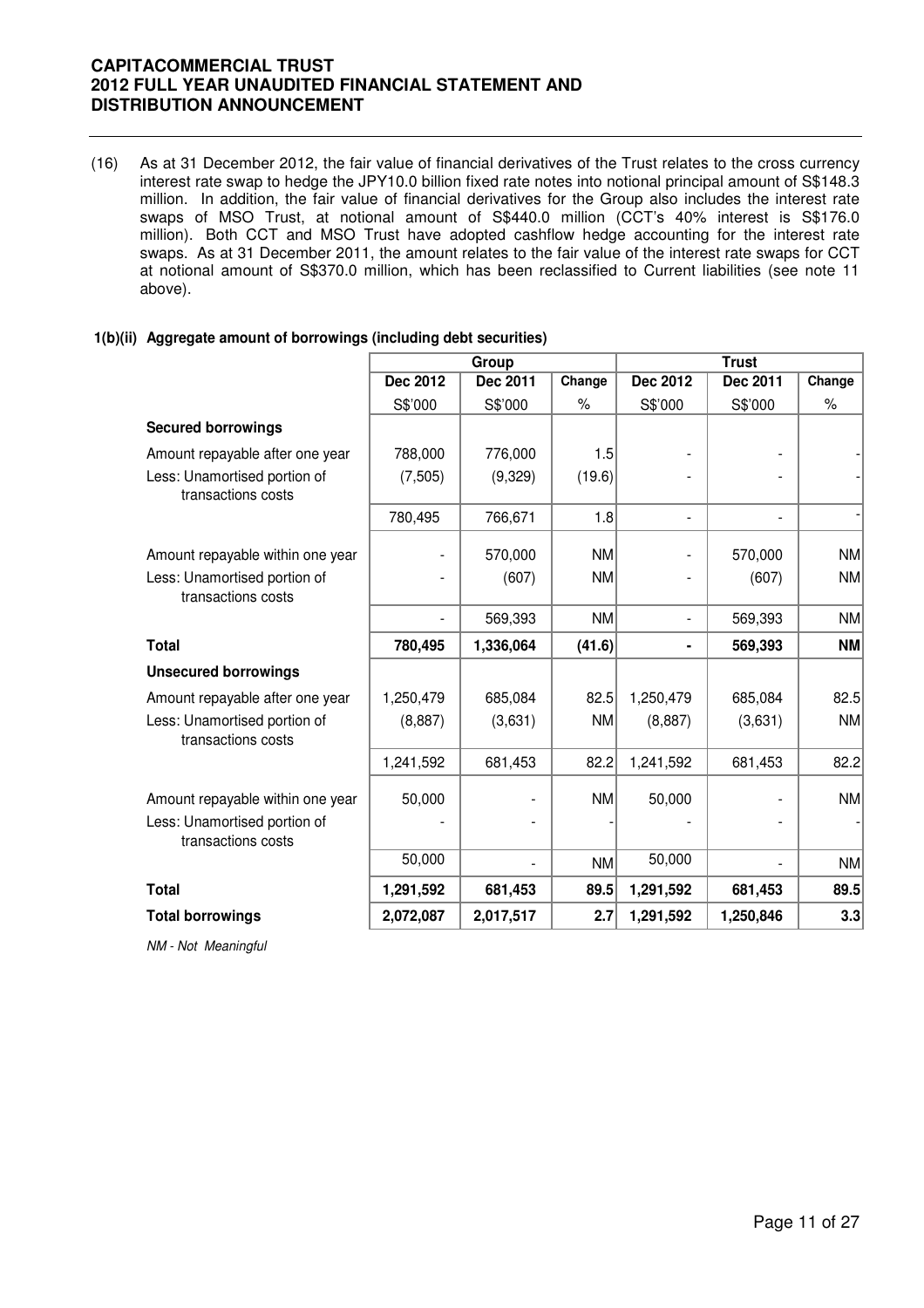(16) As at 31 December 2012, the fair value of financial derivatives of the Trust relates to the cross currency interest rate swap to hedge the JPY10.0 billion fixed rate notes into notional principal amount of S$148.3 million. In addition, the fair value of financial derivatives for the Group also includes the interest rate swaps of MSO Trust, at notional amount of S$440.0 million (CCT's 40% interest is S$176.0 million). Both CCT and MSO Trust have adopted cashflow hedge accounting for the interest rate swaps. As at 31 December 2011, the amount relates to the fair value of the interest rate swaps for CCT at notional amount of S$370.0 million, which has been reclassified to Current liabilities (see note 11 above).

### 1(b)(ii) Aggregate amount of borrowings (including debt securities)

| | Group | | | Trust | | |
|---|---|---|---|---|---|---|
| | **Dec 2012** | **Dec 2011** | **Change** | **Dec 2012** | **Dec 2011** | **Change** |
| | S$'000 | S$'000 | % | S$'000 | S$'000 | % |
| **Secured borrowings** | | | | | | |
| Amount repayable after one year | 788,000 | 776,000 | 1.5 | - | - | - |
| Less: Unamortised portion of transactions costs | (7,505) | (9,329) | (19.6) | - | - | - |
| | 780,495 | 766,671 | 1.8 | - | - | - |
| Amount repayable within one year | - | 570,000 | NM | - | 570,000 | NM |
| Less: Unamortised portion of transactions costs | - | (607) | NM | - | (607) | NM |
| | - | 569,393 | NM | - | 569,393 | NM |
| **Total** | **780,495** | **1,336,064** | **(41.6)** | **-** | **569,393** | **NM** |
| **Unsecured borrowings** | | | | | | |
| Amount repayable after one year | 1,250,479 | 685,084 | 82.5 | 1,250,479 | 685,084 | 82.5 |
| Less: Unamortised portion of transactions costs | (8,887) | (3,631) | NM | (8,887) | (3,631) | NM |
| | 1,241,592 | 681,453 | 82.2 | 1,241,592 | 681,453 | 82.2 |
| Amount repayable within one year | 50,000 | - | NM | 50,000 | - | NM |
| Less: Unamortised portion of transactions costs | - | - | - | - | - | - |
| | 50,000 | - | NM | 50,000 | - | NM |
| **Total** | **1,291,592** | **681,453** | **89.5** | **1,291,592** | **681,453** | **89.5** |
| **Total borrowings** | **2,072,087** | **2,017,517** | **2.7** | **1,291,592** | **1,250,846** | **3.3** |

*NM - Not Meaningful*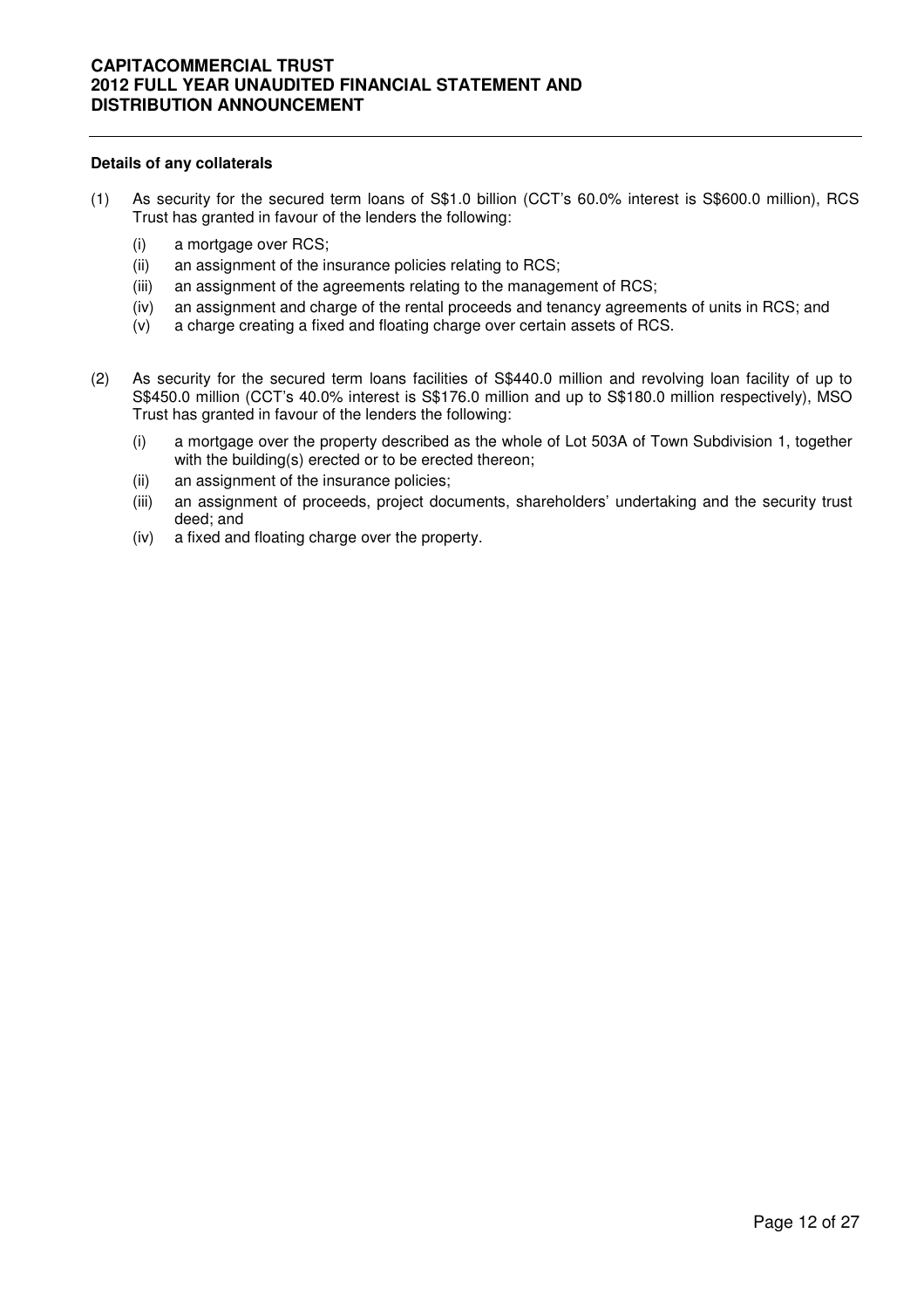**Details of any collaterals**

(1) As security for the secured term loans of S$1.0 billion (CCT's 60.0% interest is S$600.0 million), RCS Trust has granted in favour of the lenders the following:

- (i) a mortgage over RCS;
- (ii) an assignment of the insurance policies relating to RCS;
- (iii) an assignment of the agreements relating to the management of RCS;
- (iv) an assignment and charge of the rental proceeds and tenancy agreements of units in RCS; and
- (v) a charge creating a fixed and floating charge over certain assets of RCS.

(2) As security for the secured term loans facilities of S$440.0 million and revolving loan facility of up to S$450.0 million (CCT's 40.0% interest is S$176.0 million and up to S$180.0 million respectively), MSO Trust has granted in favour of the lenders the following:

- (i) a mortgage over the property described as the whole of Lot 503A of Town Subdivision 1, together with the building(s) erected or to be erected thereon;
- (ii) an assignment of the insurance policies;
- (iii) an assignment of proceeds, project documents, shareholders' undertaking and the security trust deed; and
- (iv) a fixed and floating charge over the property.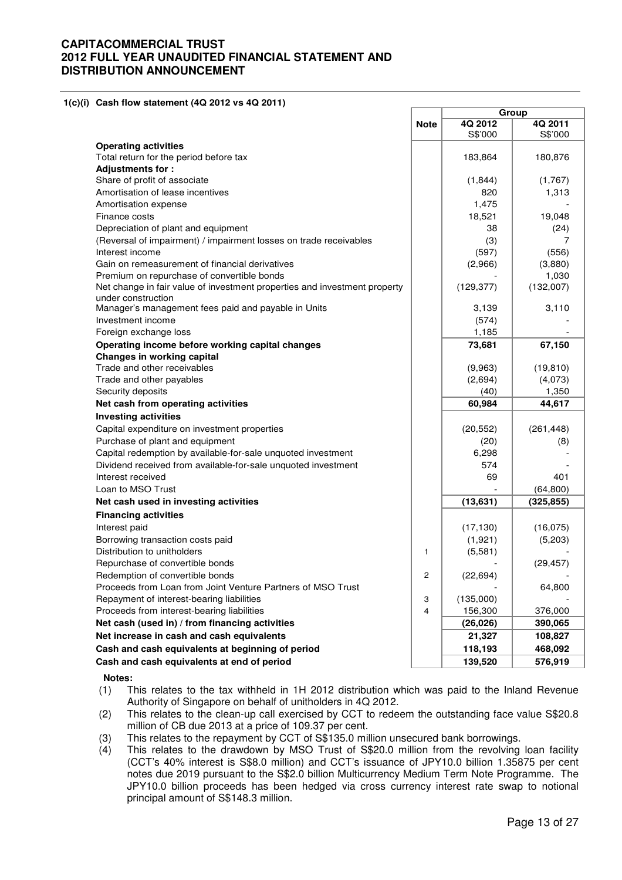**1(c)(i) Cash flow statement (4Q 2012 vs 4Q 2011)**

| | Note | Group | |
|---|---|---|---|
| | | 4Q 2012<br>S$'000 | 4Q 2011<br>S$'000 |
| **Operating activities** | | | |
| Total return for the period before tax | | 183,864 | 180,876 |
| **Adjustments for :** | | | |
| Share of profit of associate | | (1,844) | (1,767) |
| Amortisation of lease incentives | | 820 | 1,313 |
| Amortisation expense | | 1,475 | - |
| Finance costs | | 18,521 | 19,048 |
| Depreciation of plant and equipment | | 38 | (24) |
| (Reversal of impairment) / impairment losses on trade receivables | | (3) | 7 |
| Interest income | | (597) | (556) |
| Gain on remeasurement of financial derivatives | | (2,966) | (3,880) |
| Premium on repurchase of convertible bonds | | - | 1,030 |
| Net change in fair value of investment properties and investment property under construction | | (129,377) | (132,007) |
| Manager's management fees paid and payable in Units | | 3,139 | 3,110 |
| Investment income | | (574) | - |
| Foreign exchange loss | | 1,185 | - |
| **Operating income before working capital changes** | | **73,681** | **67,150** |
| **Changes in working capital** | | | |
| Trade and other receivables | | (9,963) | (19,810) |
| Trade and other payables | | (2,694) | (4,073) |
| Security deposits | | (40) | 1,350 |
| **Net cash from operating activities** | | **60,984** | **44,617** |
| **Investing activities** | | | |
| Capital expenditure on investment properties | | (20,552) | (261,448) |
| Purchase of plant and equipment | | (20) | (8) |
| Capital redemption by available-for-sale unquoted investment | | 6,298 | - |
| Dividend received from available-for-sale unquoted investment | | 574 | - |
| Interest received | | 69 | 401 |
| Loan to MSO Trust | | - | (64,800) |
| **Net cash used in investing activities** | | **(13,631)** | **(325,855)** |
| **Financing activities** | | | |
| Interest paid | | (17,130) | (16,075) |
| Borrowing transaction costs paid | | (1,921) | (5,203) |
| Distribution to unitholders | 1 | (5,581) | - |
| Repurchase of convertible bonds | | - | (29,457) |
| Redemption of convertible bonds | 2 | (22,694) | - |
| Proceeds from Loan from Joint Venture Partners of MSO Trust | | - | 64,800 |
| Repayment of interest-bearing liabilities | 3 | (135,000) | - |
| Proceeds from interest-bearing liabilities | 4 | 156,300 | 376,000 |
| **Net cash (used in) / from financing activities** | | **(26,026)** | **390,065** |
| **Net increase in cash and cash equivalents** | | **21,327** | **108,827** |
| **Cash and cash equivalents at beginning of period** | | **118,193** | **468,092** |
| **Cash and cash equivalents at end of period** | | **139,520** | **576,919** |

**Notes:**

(1) This relates to the tax withheld in 1H 2012 distribution which was paid to the Inland Revenue Authority of Singapore on behalf of unitholders in 4Q 2012.

(2) This relates to the clean-up call exercised by CCT to redeem the outstanding face value S$20.8 million of CB due 2013 at a price of 109.37 per cent.

(3) This relates to the repayment by CCT of S$135.0 million unsecured bank borrowings.

(4) This relates to the drawdown by MSO Trust of S$20.0 million from the revolving loan facility (CCT's 40% interest is S$8.0 million) and CCT's issuance of JPY10.0 billion 1.35875 per cent notes due 2019 pursuant to the S$2.0 billion Multicurrency Medium Term Note Programme. The JPY10.0 billion proceeds has been hedged via cross currency interest rate swap to notional principal amount of S$148.3 million.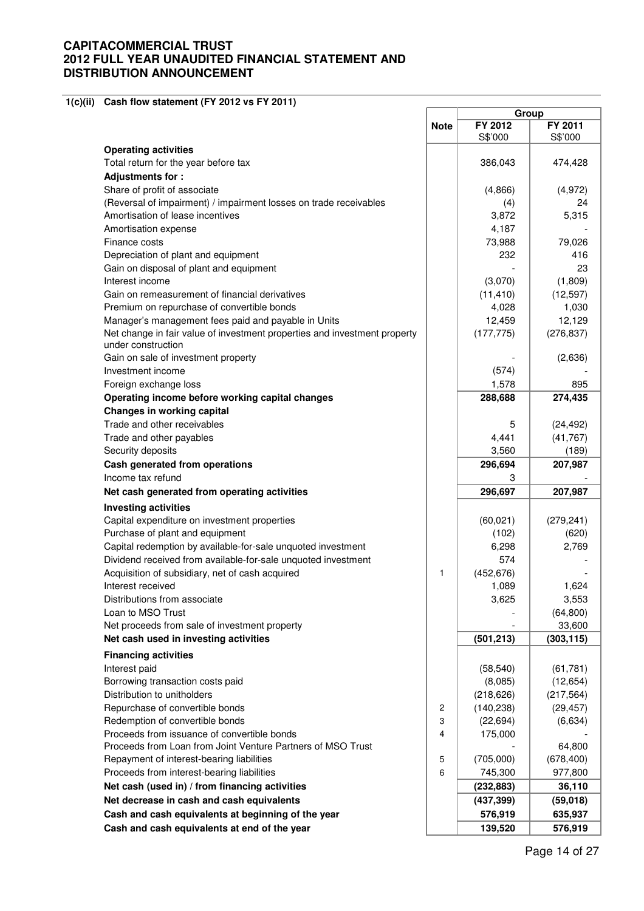**CAPITACOMMERCIAL TRUST**
**2012 FULL YEAR UNAUDITED FINANCIAL STATEMENT AND DISTRIBUTION ANNOUNCEMENT**

**1(c)(ii) Cash flow statement (FY 2012 vs FY 2011)**

| | Note | Group | |
|---|---|---|---|
| | | FY 2012 S$'000 | FY 2011 S$'000 |
| **Operating activities** | | | |
| Total return for the year before tax | | 386,043 | 474,428 |
| **Adjustments for :** | | | |
| Share of profit of associate | | (4,866) | (4,972) |
| (Reversal of impairment) / impairment losses on trade receivables | | (4) | 24 |
| Amortisation of lease incentives | | 3,872 | 5,315 |
| Amortisation expense | | 4,187 | - |
| Finance costs | | 73,988 | 79,026 |
| Depreciation of plant and equipment | | 232 | 416 |
| Gain on disposal of plant and equipment | | - | 23 |
| Interest income | | (3,070) | (1,809) |
| Gain on remeasurement of financial derivatives | | (11,410) | (12,597) |
| Premium on repurchase of convertible bonds | | 4,028 | 1,030 |
| Manager's management fees paid and payable in Units | | 12,459 | 12,129 |
| Net change in fair value of investment properties and investment property under construction | | (177,775) | (276,837) |
| Gain on sale of investment property | | - | (2,636) |
| Investment income | | (574) | - |
| Foreign exchange loss | | 1,578 | 895 |
| **Operating income before working capital changes** | | **288,688** | **274,435** |
| **Changes in working capital** | | | |
| Trade and other receivables | | 5 | (24,492) |
| Trade and other payables | | 4,441 | (41,767) |
| Security deposits | | 3,560 | (189) |
| **Cash generated from operations** | | **296,694** | **207,987** |
| Income tax refund | | 3 | - |
| **Net cash generated from operating activities** | | **296,697** | **207,987** |
| **Investing activities** | | | |
| Capital expenditure on investment properties | | (60,021) | (279,241) |
| Purchase of plant and equipment | | (102) | (620) |
| Capital redemption by available-for-sale unquoted investment | | 6,298 | 2,769 |
| Dividend received from available-for-sale unquoted investment | | 574 | - |
| Acquisition of subsidiary, net of cash acquired | 1 | (452,676) | - |
| Interest received | | 1,089 | 1,624 |
| Distributions from associate | | 3,625 | 3,553 |
| Loan to MSO Trust | | - | (64,800) |
| Net proceeds from sale of investment property | | - | 33,600 |
| **Net cash used in investing activities** | | **(501,213)** | **(303,115)** |
| **Financing activities** | | | |
| Interest paid | | (58,540) | (61,781) |
| Borrowing transaction costs paid | | (8,085) | (12,654) |
| Distribution to unitholders | | (218,626) | (217,564) |
| Repurchase of convertible bonds | 2 | (140,238) | (29,457) |
| Redemption of convertible bonds | 3 | (22,694) | (6,634) |
| Proceeds from issuance of convertible bonds | 4 | 175,000 | - |
| Proceeds from Loan from Joint Venture Partners of MSO Trust | | - | 64,800 |
| Repayment of interest-bearing liabilities | 5 | (705,000) | (678,400) |
| Proceeds from interest-bearing liabilities | 6 | 745,300 | 977,800 |
| **Net cash (used in) / from financing activities** | | **(232,883)** | **36,110** |
| **Net decrease in cash and cash equivalents** | | **(437,399)** | **(59,018)** |
| **Cash and cash equivalents at beginning of the year** | | **576,919** | **635,937** |
| **Cash and cash equivalents at end of the year** | | **139,520** | **576,919** |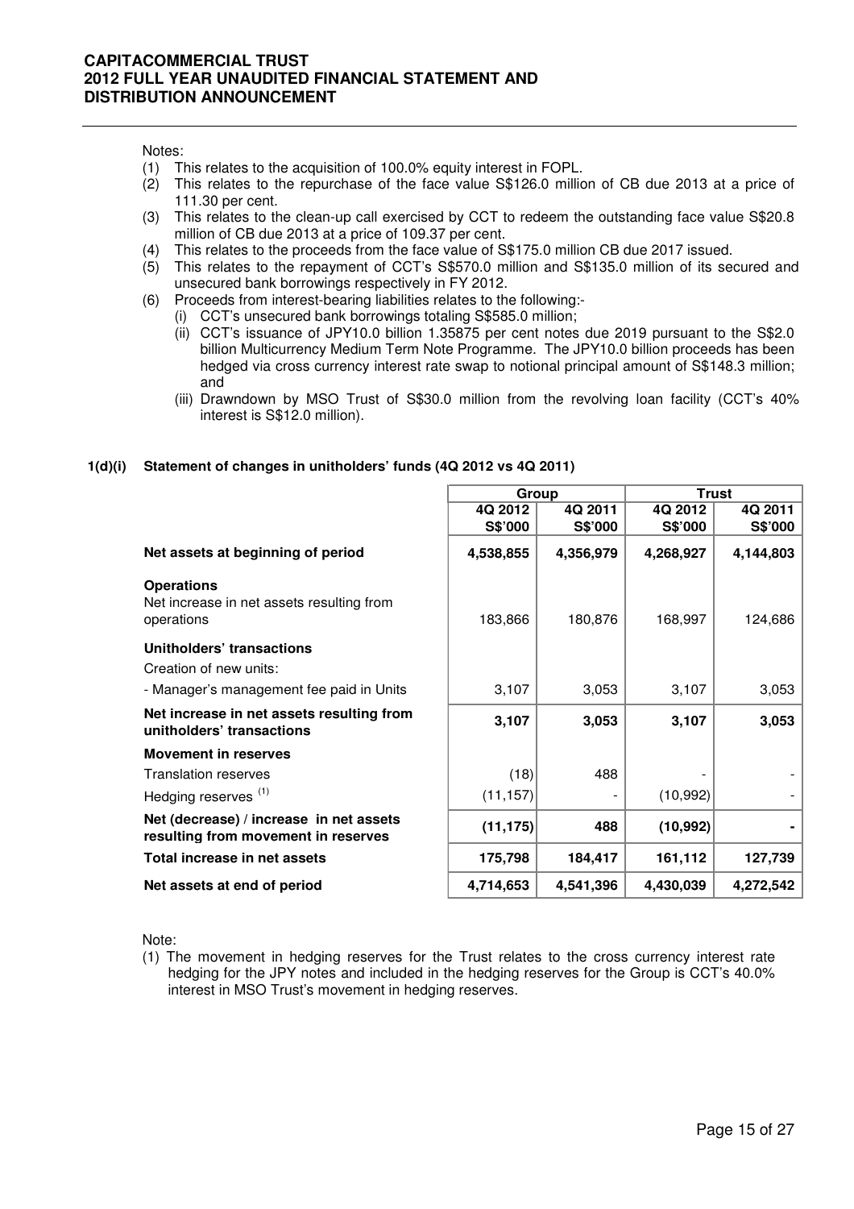Notes:

1. This relates to the acquisition of 100.0% equity interest in FOPL.
2. This relates to the repurchase of the face value S$126.0 million of CB due 2013 at a price of 111.30 per cent.
3. This relates to the clean-up call exercised by CCT to redeem the outstanding face value S$20.8 million of CB due 2013 at a price of 109.37 per cent.
4. This relates to the proceeds from the face value of S$175.0 million CB due 2017 issued.
5. This relates to the repayment of CCT's S$570.0 million and S$135.0 million of its secured and unsecured bank borrowings respectively in FY 2012.
6. Proceeds from interest-bearing liabilities relates to the following:-
   1. CCT's unsecured bank borrowings totaling S$585.0 million;
   2. CCT's issuance of JPY10.0 billion 1.35875 per cent notes due 2019 pursuant to the S$2.0 billion Multicurrency Medium Term Note Programme. The JPY10.0 billion proceeds has been hedged via cross currency interest rate swap to notional principal amount of S$148.3 million; and
   3. Drawndown by MSO Trust of S$30.0 million from the revolving loan facility (CCT's 40% interest is S$12.0 million).

### 1(d)(i) Statement of changes in unitholders' funds (4Q 2012 vs 4Q 2011)

| | Group | | Trust | |
|---|---|---|---|---|
| | 4Q 2012 S$'000 | 4Q 2011 S$'000 | 4Q 2012 S$'000 | 4Q 2011 S$'000 |
| **Net assets at beginning of period** | **4,538,855** | **4,356,979** | **4,268,927** | **4,144,803** |
| **Operations** | | | | |
| Net increase in net assets resulting from operations | 183,866 | 180,876 | 168,997 | 124,686 |
| **Unitholders' transactions** | | | | |
| Creation of new units: | | | | |
| - Manager's management fee paid in Units | 3,107 | 3,053 | 3,107 | 3,053 |
| **Net increase in net assets resulting from unitholders' transactions** | **3,107** | **3,053** | **3,107** | **3,053** |
| **Movement in reserves** | | | | |
| Translation reserves | (18) | 488 | - | - |
| Hedging reserves [1] | (11,157) | - | (10,992) | - |
| **Net (decrease) / increase in net assets resulting from movement in reserves** | **(11,175)** | **488** | **(10,992)** | **-** |
| **Total increase in net assets** | **175,798** | **184,417** | **161,112** | **127,739** |
| **Net assets at end of period** | **4,714,653** | **4,541,396** | **4,430,039** | **4,272,542** |

Note:

(1) The movement in hedging reserves for the Trust relates to the cross currency interest rate hedging for the JPY notes and included in the hedging reserves for the Group is CCT's 40.0% interest in MSO Trust's movement in hedging reserves.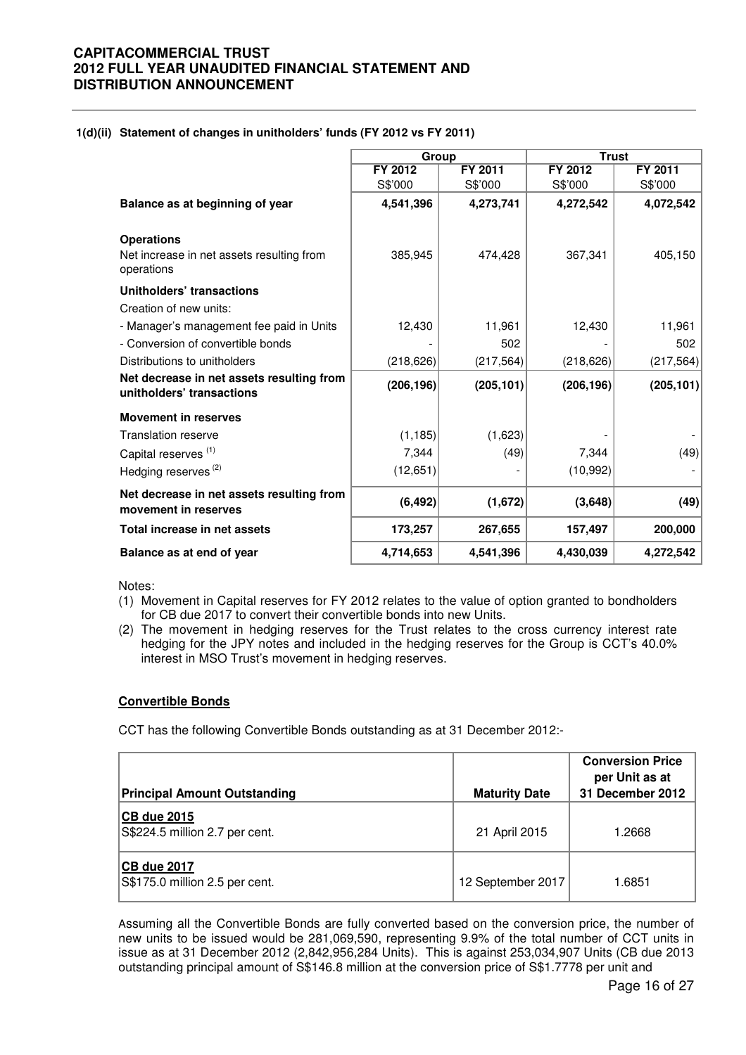**1(d)(ii) Statement of changes in unitholders' funds (FY 2012 vs FY 2011)**

| | Group | | Trust | |
|---|---|---|---|---|
| | FY 2012 S$'000 | FY 2011 S$'000 | FY 2012 S$'000 | FY 2011 S$'000 |
| **Balance as at beginning of year** | **4,541,396** | **4,273,741** | **4,272,542** | **4,072,542** |
| **Operations** | | | | |
| Net increase in net assets resulting from operations | 385,945 | 474,428 | 367,341 | 405,150 |
| **Unitholders' transactions** | | | | |
| Creation of new units: | | | | |
| - Manager's management fee paid in Units | 12,430 | 11,961 | 12,430 | 11,961 |
| - Conversion of convertible bonds | - | 502 | - | 502 |
| Distributions to unitholders | (218,626) | (217,564) | (218,626) | (217,564) |
| **Net decrease in net assets resulting from unitholders' transactions** | **(206,196)** | **(205,101)** | **(206,196)** | **(205,101)** |
| **Movement in reserves** | | | | |
| Translation reserve | (1,185) | (1,623) | - | - |
| Capital reserves [(1)] | 7,344 | (49) | 7,344 | (49) |
| Hedging reserves [(2)] | (12,651) | - | (10,992) | - |
| **Net decrease in net assets resulting from movement in reserves** | **(6,492)** | **(1,672)** | **(3,648)** | **(49)** |
| **Total increase in net assets** | **173,257** | **267,655** | **157,497** | **200,000** |
| **Balance as at end of year** | **4,714,653** | **4,541,396** | **4,430,039** | **4,272,542** |

Notes:

(1) Movement in Capital reserves for FY 2012 relates to the value of option granted to bondholders for CB due 2017 to convert their convertible bonds into new Units.

(2) The movement in hedging reserves for the Trust relates to the cross currency interest rate hedging for the JPY notes and included in the hedging reserves for the Group is CCT's 40.0% interest in MSO Trust's movement in hedging reserves.

**Convertible Bonds**

CCT has the following Convertible Bonds outstanding as at 31 December 2012:-

| Principal Amount Outstanding | Maturity Date | Conversion Price per Unit as at 31 December 2012 |
|---|---|---|
| **CB due 2015** S$224.5 million 2.7 per cent. | 21 April 2015 | 1.2668 |
| **CB due 2017** S$175.0 million 2.5 per cent. | 12 September 2017 | 1.6851 |

Assuming all the Convertible Bonds are fully converted based on the conversion price, the number of new units to be issued would be 281,069,590, representing 9.9% of the total number of CCT units in issue as at 31 December 2012 (2,842,956,284 Units). This is against 253,034,907 Units (CB due 2013 outstanding principal amount of S$146.8 million at the conversion price of S$1.7778 per unit and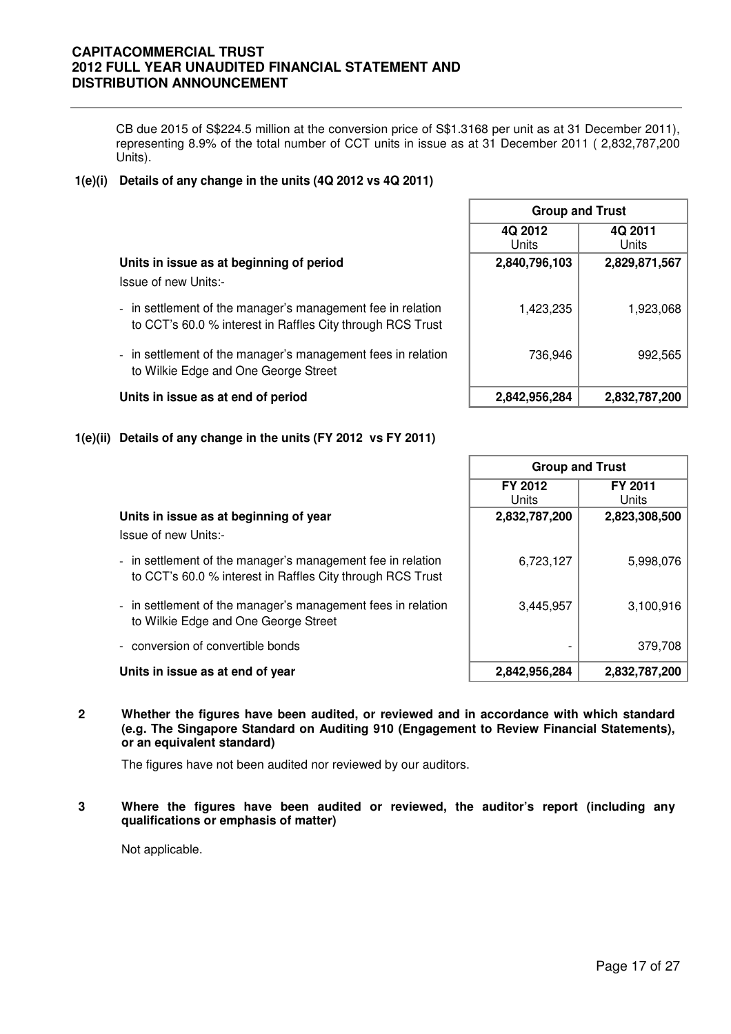CB due 2015 of S$224.5 million at the conversion price of S$1.3168 per unit as at 31 December 2011), representing 8.9% of the total number of CCT units in issue as at 31 December 2011 ( 2,832,787,200 Units).

**1(e)(i) Details of any change in the units (4Q 2012 vs 4Q 2011)**

| | Group and Trust | |
|---|---|---|
| | 4Q 2012<br>Units | 4Q 2011<br>Units |
| **Units in issue as at beginning of period** | **2,840,796,103** | **2,829,871,567** |
| Issue of new Units:- | | |
| - in settlement of the manager's management fee in relation to CCT's 60.0 % interest in Raffles City through RCS Trust | 1,423,235 | 1,923,068 |
| - in settlement of the manager's management fees in relation to Wilkie Edge and One George Street | 736,946 | 992,565 |
| **Units in issue as at end of period** | **2,842,956,284** | **2,832,787,200** |

**1(e)(ii) Details of any change in the units (FY 2012 vs FY 2011)**

| | Group and Trust | |
|---|---|---|
| | FY 2012<br>Units | FY 2011<br>Units |
| **Units in issue as at beginning of year** | **2,832,787,200** | **2,823,308,500** |
| Issue of new Units:- | | |
| - in settlement of the manager's management fee in relation to CCT's 60.0 % interest in Raffles City through RCS Trust | 6,723,127 | 5,998,076 |
| - in settlement of the manager's management fees in relation to Wilkie Edge and One George Street | 3,445,957 | 3,100,916 |
| - conversion of convertible bonds | - | 379,708 |
| **Units in issue as at end of year** | **2,842,956,284** | **2,832,787,200** |

**2 Whether the figures have been audited, or reviewed and in accordance with which standard (e.g. The Singapore Standard on Auditing 910 (Engagement to Review Financial Statements), or an equivalent standard)**

The figures have not been audited nor reviewed by our auditors.

**3 Where the figures have been audited or reviewed, the auditor's report (including any qualifications or emphasis of matter)**

Not applicable.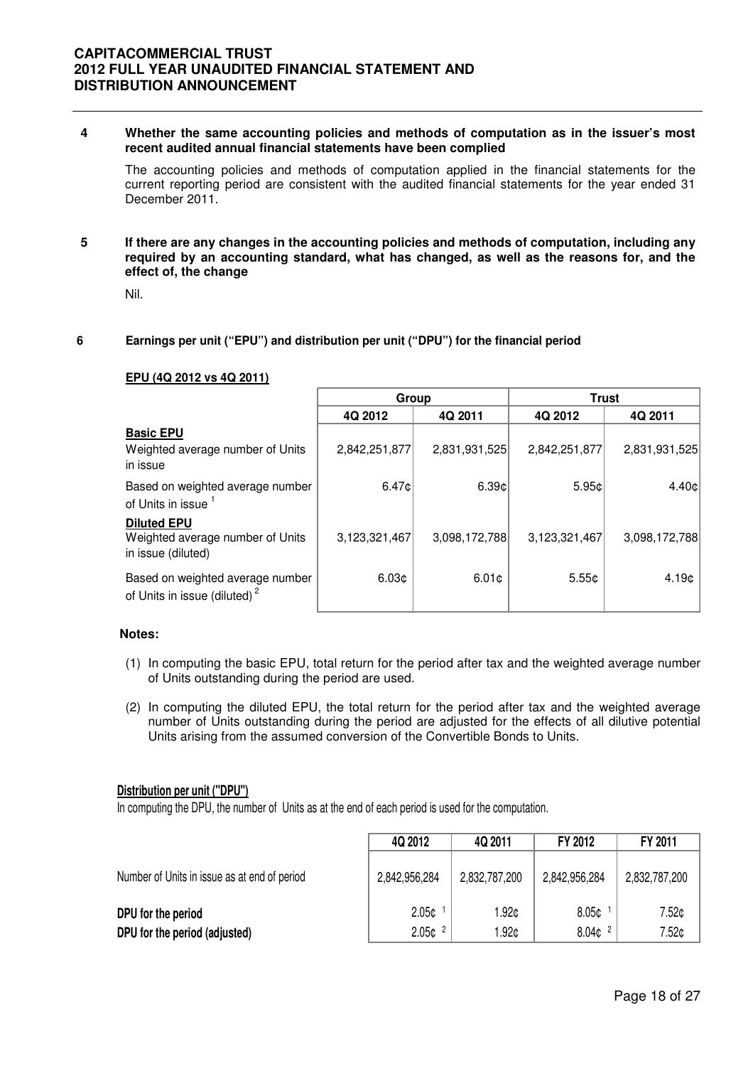**4 Whether the same accounting policies and methods of computation as in the issuer's most recent audited annual financial statements have been complied**

The accounting policies and methods of computation applied in the financial statements for the current reporting period are consistent with the audited financial statements for the year ended 31 December 2011.

**5 If there are any changes in the accounting policies and methods of computation, including any required by an accounting standard, what has changed, as well as the reasons for, and the effect of, the change**

Nil.

**6 Earnings per unit ("EPU") and distribution per unit ("DPU") for the financial period**

**EPU (4Q 2012 vs 4Q 2011)**

| | Group | | Trust | |
|---|---|---|---|---|
| | 4Q 2012 | 4Q 2011 | 4Q 2012 | 4Q 2011 |
| **Basic EPU** | | | | |
| Weighted average number of Units in issue | 2,842,251,877 | 2,831,931,525 | 2,842,251,877 | 2,831,931,525 |
| Based on weighted average number of Units in issue [1] | 6.47¢ | 6.39¢ | 5.95¢ | 4.40¢ |
| **Diluted EPU** | | | | |
| Weighted average number of Units in issue (diluted) | 3,123,321,467 | 3,098,172,788 | 3,123,321,467 | 3,098,172,788 |
| Based on weighted average number of Units in issue (diluted) [2] | 6.03¢ | 6.01¢ | 5.55¢ | 4.19¢ |

**Notes:**

(1) In computing the basic EPU, total return for the period after tax and the weighted average number of Units outstanding during the period are used.

(2) In computing the diluted EPU, the total return for the period after tax and the weighted average number of Units outstanding during the period are adjusted for the effects of all dilutive potential Units arising from the assumed conversion of the Convertible Bonds to Units.

**Distribution per unit ("DPU")**

In computing the DPU, the number of Units as at the end of each period is used for the computation.

| | 4Q 2012 | 4Q 2011 | FY 2012 | FY 2011 |
|---|---|---|---|---|
| Number of Units in issue as at end of period | 2,842,956,284 | 2,832,787,200 | 2,842,956,284 | 2,832,787,200 |
| **DPU for the period** | 2.05¢ [1] | 1.92¢ | 8.05¢ [1] | 7.52¢ |
| **DPU for the period (adjusted)** | 2.05¢ [2] | 1.92¢ | 8.04¢ [2] | 7.52¢ |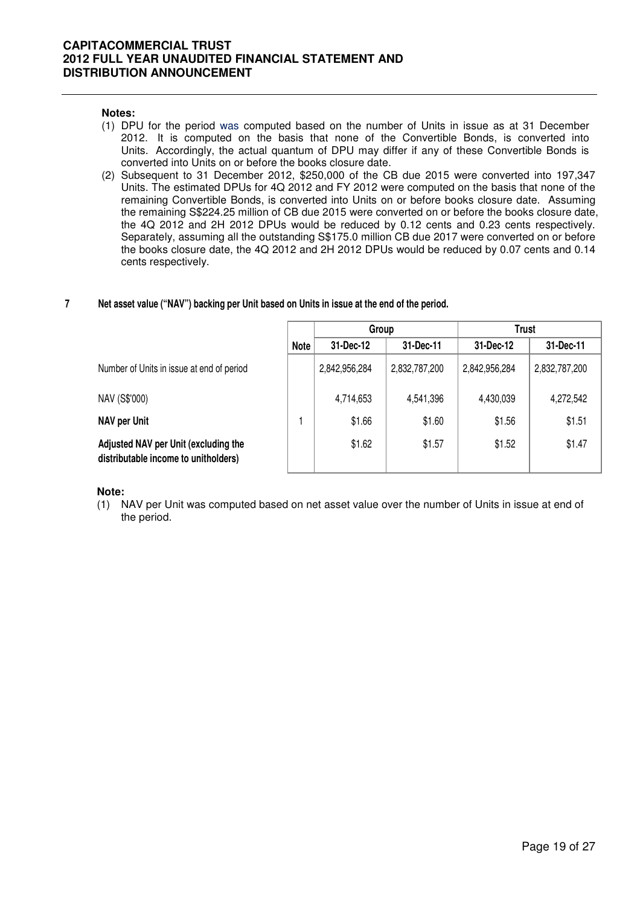**Notes:**

(1) DPU for the period was computed based on the number of Units in issue as at 31 December 2012. It is computed on the basis that none of the Convertible Bonds, is converted into Units. Accordingly, the actual quantum of DPU may differ if any of these Convertible Bonds is converted into Units on or before the books closure date.

(2) Subsequent to 31 December 2012, $250,000 of the CB due 2015 were converted into 197,347 Units. The estimated DPUs for 4Q 2012 and FY 2012 were computed on the basis that none of the remaining Convertible Bonds, is converted into Units on or before books closure date. Assuming the remaining S$224.25 million of CB due 2015 were converted on or before the books closure date, the 4Q 2012 and 2H 2012 DPUs would be reduced by 0.12 cents and 0.23 cents respectively. Separately, assuming all the outstanding S$175.0 million CB due 2017 were converted on or before the books closure date, the 4Q 2012 and 2H 2012 DPUs would be reduced by 0.07 cents and 0.14 cents respectively.

**7 Net asset value ("NAV") backing per Unit based on Units in issue at the end of the period.**

| | | Group | | Trust | |
|---|---|---|---|---|---|
| | Note | 31-Dec-12 | 31-Dec-11 | 31-Dec-12 | 31-Dec-11 |
| Number of Units in issue at end of period | | 2,842,956,284 | 2,832,787,200 | 2,842,956,284 | 2,832,787,200 |
| NAV (S$'000) | | 4,714,653 | 4,541,396 | 4,430,039 | 4,272,542 |
| **NAV per Unit** | 1 | $1.66 | $1.60 | $1.56 | $1.51 |
| **Adjusted NAV per Unit (excluding the distributable income to unitholders)** | | $1.62 | $1.57 | $1.52 | $1.47 |

**Note:**

(1) NAV per Unit was computed based on net asset value over the number of Units in issue at end of the period.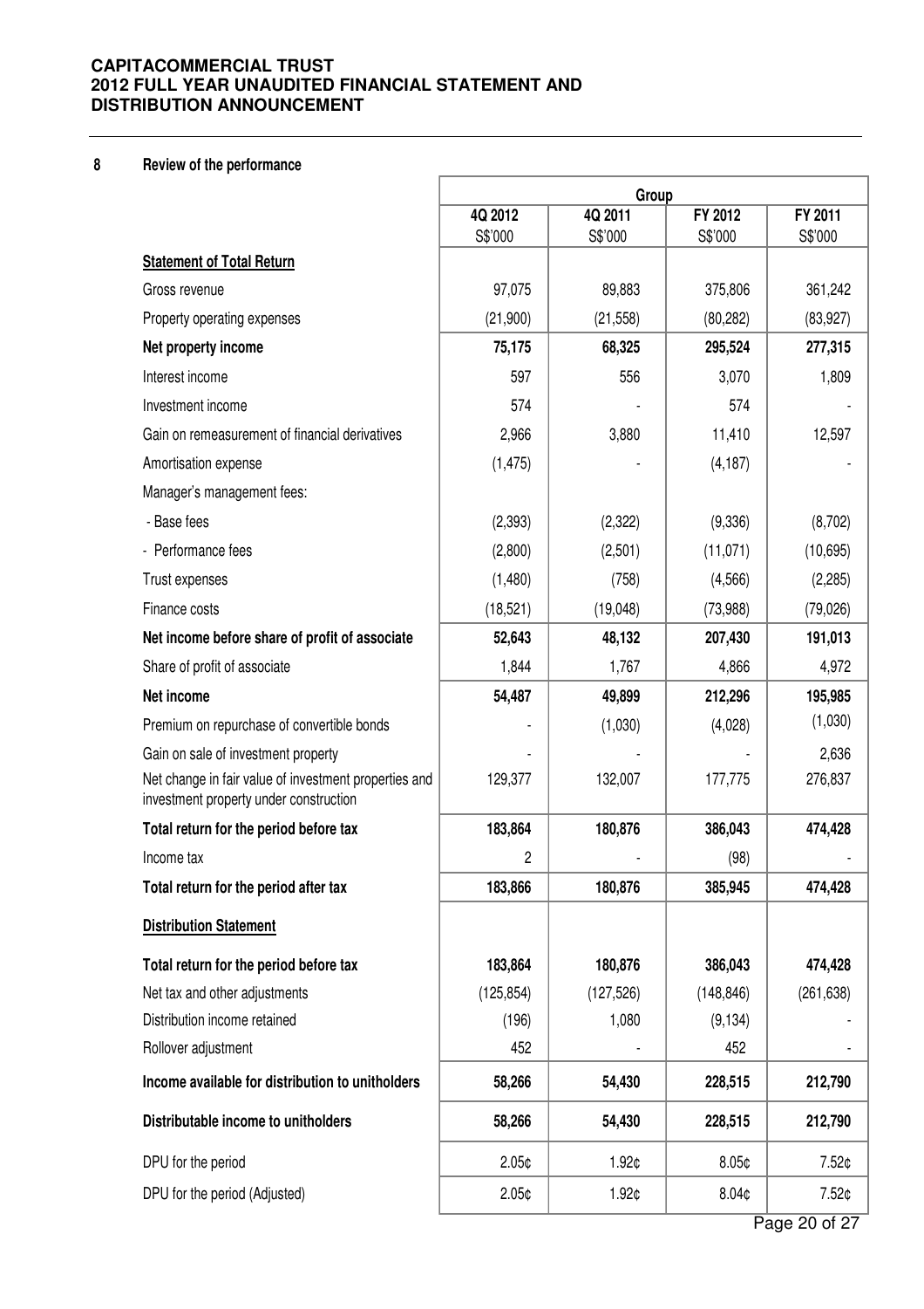## 8 Review of the performance

| | Group | | | |
|---|---|---|---|---|
| | 4Q 2012 S$'000 | 4Q 2011 S$'000 | FY 2012 S$'000 | FY 2011 S$'000 |
| **Statement of Total Return** | | | | |
| Gross revenue | 97,075 | 89,883 | 375,806 | 361,242 |
| Property operating expenses | (21,900) | (21,558) | (80,282) | (83,927) |
| **Net property income** | **75,175** | **68,325** | **295,524** | **277,315** |
| Interest income | 597 | 556 | 3,070 | 1,809 |
| Investment income | 574 | - | 574 | - |
| Gain on remeasurement of financial derivatives | 2,966 | 3,880 | 11,410 | 12,597 |
| Amortisation expense | (1,475) | - | (4,187) | - |
| Manager's management fees: | | | | |
| - Base fees | (2,393) | (2,322) | (9,336) | (8,702) |
| - Performance fees | (2,800) | (2,501) | (11,071) | (10,695) |
| Trust expenses | (1,480) | (758) | (4,566) | (2,285) |
| Finance costs | (18,521) | (19,048) | (73,988) | (79,026) |
| **Net income before share of profit of associate** | **52,643** | **48,132** | **207,430** | **191,013** |
| Share of profit of associate | 1,844 | 1,767 | 4,866 | 4,972 |
| **Net income** | **54,487** | **49,899** | **212,296** | **195,985** |
| Premium on repurchase of convertible bonds | - | (1,030) | (4,028) | (1,030) |
| Gain on sale of investment property | - | - | - | 2,636 |
| Net change in fair value of investment properties and investment property under construction | 129,377 | 132,007 | 177,775 | 276,837 |
| **Total return for the period before tax** | **183,864** | **180,876** | **386,043** | **474,428** |
| Income tax | 2 | - | (98) | - |
| **Total return for the period after tax** | **183,866** | **180,876** | **385,945** | **474,428** |
| **Distribution Statement** | | | | |
| **Total return for the period before tax** | **183,864** | **180,876** | **386,043** | **474,428** |
| Net tax and other adjustments | (125,854) | (127,526) | (148,846) | (261,638) |
| Distribution income retained | (196) | 1,080 | (9,134) | - |
| Rollover adjustment | 452 | - | 452 | - |
| **Income available for distribution to unitholders** | **58,266** | **54,430** | **228,515** | **212,790** |
| **Distributable income to unitholders** | **58,266** | **54,430** | **228,515** | **212,790** |
| DPU for the period | 2.05¢ | 1.92¢ | 8.05¢ | 7.52¢ |
| DPU for the period (Adjusted) | 2.05¢ | 1.92¢ | 8.04¢ | 7.52¢ |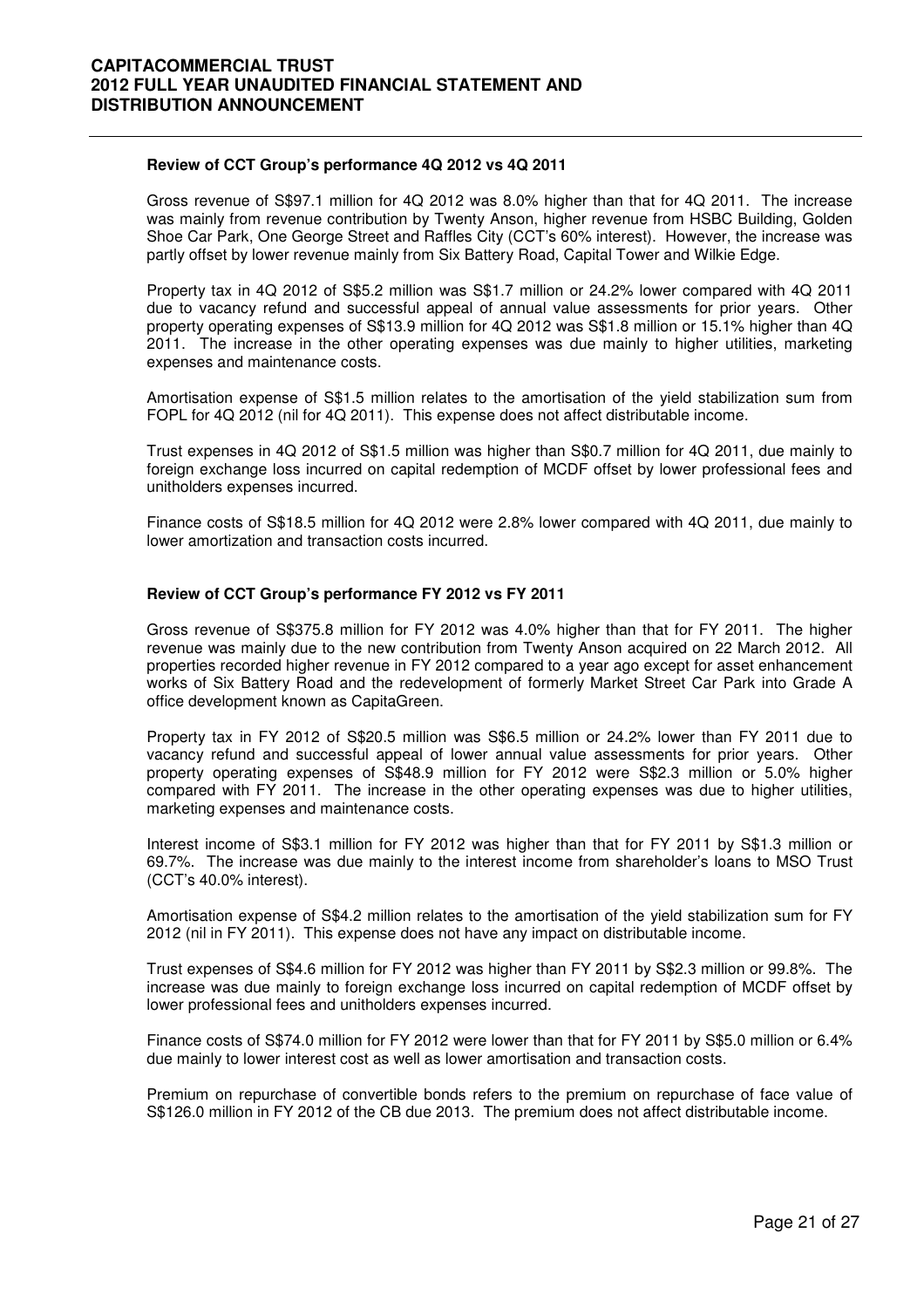**Review of CCT Group's performance 4Q 2012 vs 4Q 2011**

Gross revenue of S$97.1 million for 4Q 2012 was 8.0% higher than that for 4Q 2011. The increase was mainly from revenue contribution by Twenty Anson, higher revenue from HSBC Building, Golden Shoe Car Park, One George Street and Raffles City (CCT's 60% interest). However, the increase was partly offset by lower revenue mainly from Six Battery Road, Capital Tower and Wilkie Edge.

Property tax in 4Q 2012 of S$5.2 million was S$1.7 million or 24.2% lower compared with 4Q 2011 due to vacancy refund and successful appeal of annual value assessments for prior years. Other property operating expenses of S$13.9 million for 4Q 2012 was S$1.8 million or 15.1% higher than 4Q 2011. The increase in the other operating expenses was due mainly to higher utilities, marketing expenses and maintenance costs.

Amortisation expense of S$1.5 million relates to the amortisation of the yield stabilization sum from FOPL for 4Q 2012 (nil for 4Q 2011). This expense does not affect distributable income.

Trust expenses in 4Q 2012 of S$1.5 million was higher than S$0.7 million for 4Q 2011, due mainly to foreign exchange loss incurred on capital redemption of MCDF offset by lower professional fees and unitholders expenses incurred.

Finance costs of S$18.5 million for 4Q 2012 were 2.8% lower compared with 4Q 2011, due mainly to lower amortization and transaction costs incurred.

**Review of CCT Group's performance FY 2012 vs FY 2011**

Gross revenue of S$375.8 million for FY 2012 was 4.0% higher than that for FY 2011. The higher revenue was mainly due to the new contribution from Twenty Anson acquired on 22 March 2012. All properties recorded higher revenue in FY 2012 compared to a year ago except for asset enhancement works of Six Battery Road and the redevelopment of formerly Market Street Car Park into Grade A office development known as CapitaGreen.

Property tax in FY 2012 of S$20.5 million was S$6.5 million or 24.2% lower than FY 2011 due to vacancy refund and successful appeal of lower annual value assessments for prior years. Other property operating expenses of S$48.9 million for FY 2012 were S$2.3 million or 5.0% higher compared with FY 2011. The increase in the other operating expenses was due to higher utilities, marketing expenses and maintenance costs.

Interest income of S$3.1 million for FY 2012 was higher than that for FY 2011 by S$1.3 million or 69.7%. The increase was due mainly to the interest income from shareholder's loans to MSO Trust (CCT's 40.0% interest).

Amortisation expense of S$4.2 million relates to the amortisation of the yield stabilization sum for FY 2012 (nil in FY 2011). This expense does not have any impact on distributable income.

Trust expenses of S$4.6 million for FY 2012 was higher than FY 2011 by S$2.3 million or 99.8%. The increase was due mainly to foreign exchange loss incurred on capital redemption of MCDF offset by lower professional fees and unitholders expenses incurred.

Finance costs of S$74.0 million for FY 2012 were lower than that for FY 2011 by S$5.0 million or 6.4% due mainly to lower interest cost as well as lower amortisation and transaction costs.

Premium on repurchase of convertible bonds refers to the premium on repurchase of face value of S$126.0 million in FY 2012 of the CB due 2013. The premium does not affect distributable income.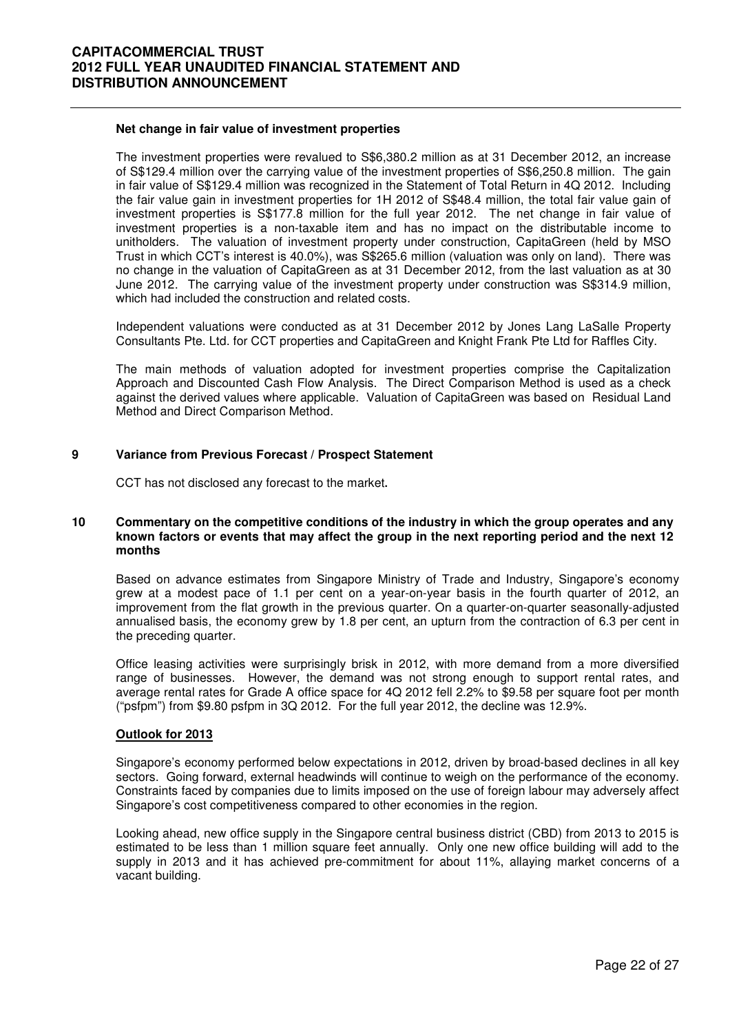**Net change in fair value of investment properties**

The investment properties were revalued to S$6,380.2 million as at 31 December 2012, an increase of S$129.4 million over the carrying value of the investment properties of S$6,250.8 million. The gain in fair value of S$129.4 million was recognized in the Statement of Total Return in 4Q 2012. Including the fair value gain in investment properties for 1H 2012 of S$48.4 million, the total fair value gain of investment properties is S$177.8 million for the full year 2012. The net change in fair value of investment properties is a non-taxable item and has no impact on the distributable income to unitholders. The valuation of investment property under construction, CapitaGreen (held by MSO Trust in which CCT's interest is 40.0%), was S$265.6 million (valuation was only on land). There was no change in the valuation of CapitaGreen as at 31 December 2012, from the last valuation as at 30 June 2012. The carrying value of the investment property under construction was S$314.9 million, which had included the construction and related costs.

Independent valuations were conducted as at 31 December 2012 by Jones Lang LaSalle Property Consultants Pte. Ltd. for CCT properties and CapitaGreen and Knight Frank Pte Ltd for Raffles City.

The main methods of valuation adopted for investment properties comprise the Capitalization Approach and Discounted Cash Flow Analysis. The Direct Comparison Method is used as a check against the derived values where applicable. Valuation of CapitaGreen was based on Residual Land Method and Direct Comparison Method.

## 9 Variance from Previous Forecast / Prospect Statement

CCT has not disclosed any forecast to the market**.**

## 10 Commentary on the competitive conditions of the industry in which the group operates and any known factors or events that may affect the group in the next reporting period and the next 12 months

Based on advance estimates from Singapore Ministry of Trade and Industry, Singapore's economy grew at a modest pace of 1.1 per cent on a year-on-year basis in the fourth quarter of 2012, an improvement from the flat growth in the previous quarter. On a quarter-on-quarter seasonally-adjusted annualised basis, the economy grew by 1.8 per cent, an upturn from the contraction of 6.3 per cent in the preceding quarter.

Office leasing activities were surprisingly brisk in 2012, with more demand from a more diversified range of businesses. However, the demand was not strong enough to support rental rates, and average rental rates for Grade A office space for 4Q 2012 fell 2.2% to $9.58 per square foot per month ("psfpm") from $9.80 psfpm in 3Q 2012. For the full year 2012, the decline was 12.9%.

**Outlook for 2013**

Singapore's economy performed below expectations in 2012, driven by broad-based declines in all key sectors. Going forward, external headwinds will continue to weigh on the performance of the economy. Constraints faced by companies due to limits imposed on the use of foreign labour may adversely affect Singapore's cost competitiveness compared to other economies in the region.

Looking ahead, new office supply in the Singapore central business district (CBD) from 2013 to 2015 is estimated to be less than 1 million square feet annually. Only one new office building will add to the supply in 2013 and it has achieved pre-commitment for about 11%, allaying market concerns of a vacant building.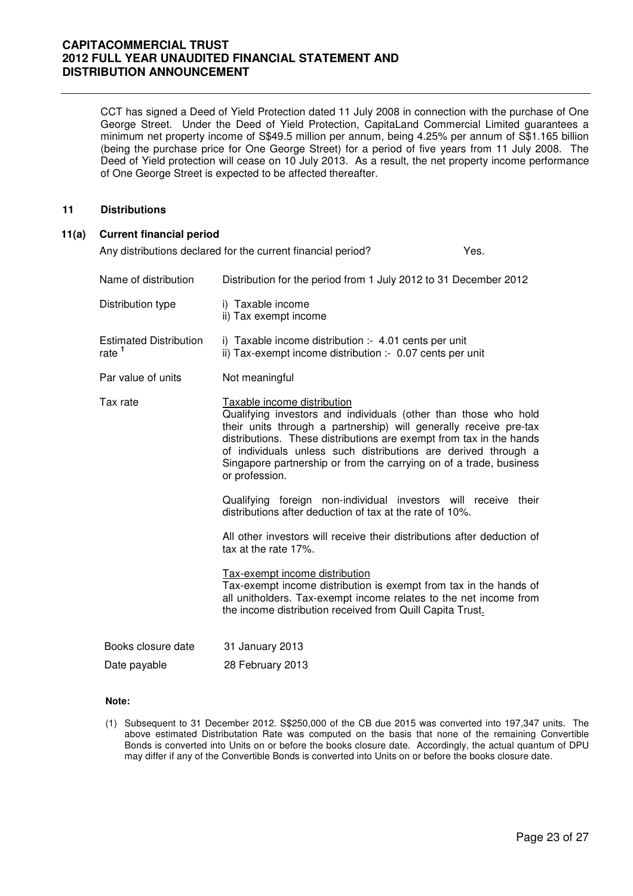CCT has signed a Deed of Yield Protection dated 11 July 2008 in connection with the purchase of One George Street. Under the Deed of Yield Protection, CapitaLand Commercial Limited guarantees a minimum net property income of S$49.5 million per annum, being 4.25% per annum of S$1.165 billion (being the purchase price for One George Street) for a period of five years from 11 July 2008. The Deed of Yield protection will cease on 10 July 2013. As a result, the net property income performance of One George Street is expected to be affected thereafter.

## 11 Distributions

### 11(a) Current financial period

Any distributions declared for the current financial period? Yes.

| | |
|---|---|
| Name of distribution | Distribution for the period from 1 July 2012 to 31 December 2012 |
| Distribution type | i) Taxable income<br>ii) Tax exempt income |
| Estimated Distribution rate [1] | i) Taxable income distribution :- 4.01 cents per unit<br>ii) Tax-exempt income distribution :- 0.07 cents per unit |
| Par value of units | Not meaningful |
| Tax rate | Taxable income distribution<br>Qualifying investors and individuals (other than those who hold their units through a partnership) will generally receive pre-tax distributions. These distributions are exempt from tax in the hands of individuals unless such distributions are derived through a Singapore partnership or from the carrying on of a trade, business or profession.<br><br>Qualifying foreign non-individual investors will receive their distributions after deduction of tax at the rate of 10%.<br><br>All other investors will receive their distributions after deduction of tax at the rate 17%.<br><br>Tax-exempt income distribution<br>Tax-exempt income distribution is exempt from tax in the hands of all unitholders. Tax-exempt income relates to the net income from the income distribution received from Quill Capita Trust. |
| Books closure date | 31 January 2013 |
| Date payable | 28 February 2013 |

**Note:**

(1) Subsequent to 31 December 2012. S$250,000 of the CB due 2015 was converted into 197,347 units. The above estimated Distributation Rate was computed on the basis that none of the remaining Convertible Bonds is converted into Units on or before the books closure date. Accordingly, the actual quantum of DPU may differ if any of the Convertible Bonds is converted into Units on or before the books closure date.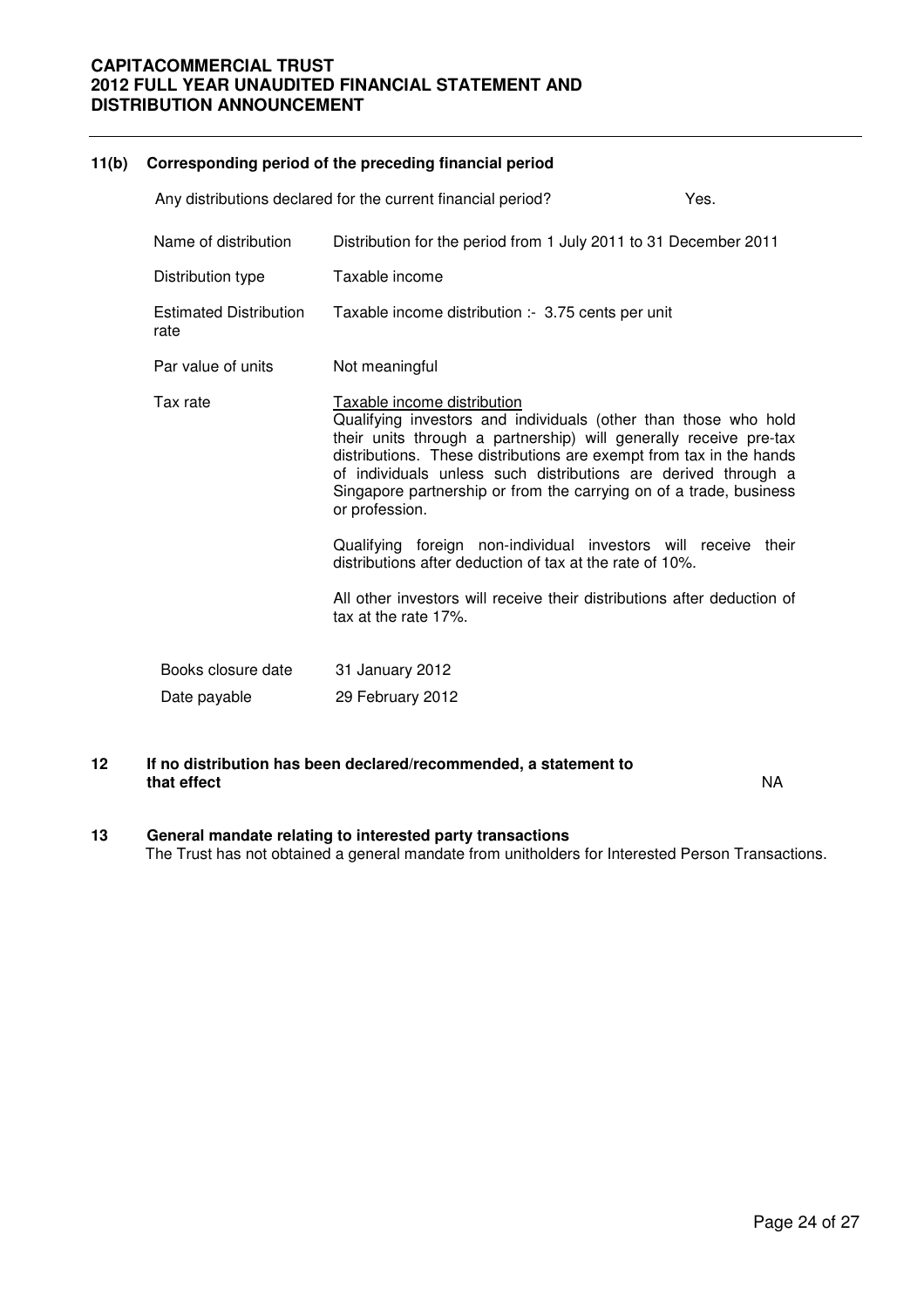## 11(b) Corresponding period of the preceding financial period

Any distributions declared for the current financial period? Yes.

| | |
|---|---|
| Name of distribution | Distribution for the period from 1 July 2011 to 31 December 2011 |
| Distribution type | Taxable income |
| Estimated Distribution rate | Taxable income distribution :- 3.75 cents per unit |
| Par value of units | Not meaningful |
| Tax rate | Taxable income distribution<br>Qualifying investors and individuals (other than those who hold their units through a partnership) will generally receive pre-tax distributions. These distributions are exempt from tax in the hands of individuals unless such distributions are derived through a Singapore partnership or from the carrying on of a trade, business or profession.<br><br>Qualifying foreign non-individual investors will receive their distributions after deduction of tax at the rate of 10%.<br><br>All other investors will receive their distributions after deduction of tax at the rate 17%. |
| Books closure date | 31 January 2012 |
| Date payable | 29 February 2012 |

## 12 If no distribution has been declared/recommended, a statement to that effect

NA

## 13 General mandate relating to interested party transactions

The Trust has not obtained a general mandate from unitholders for Interested Person Transactions.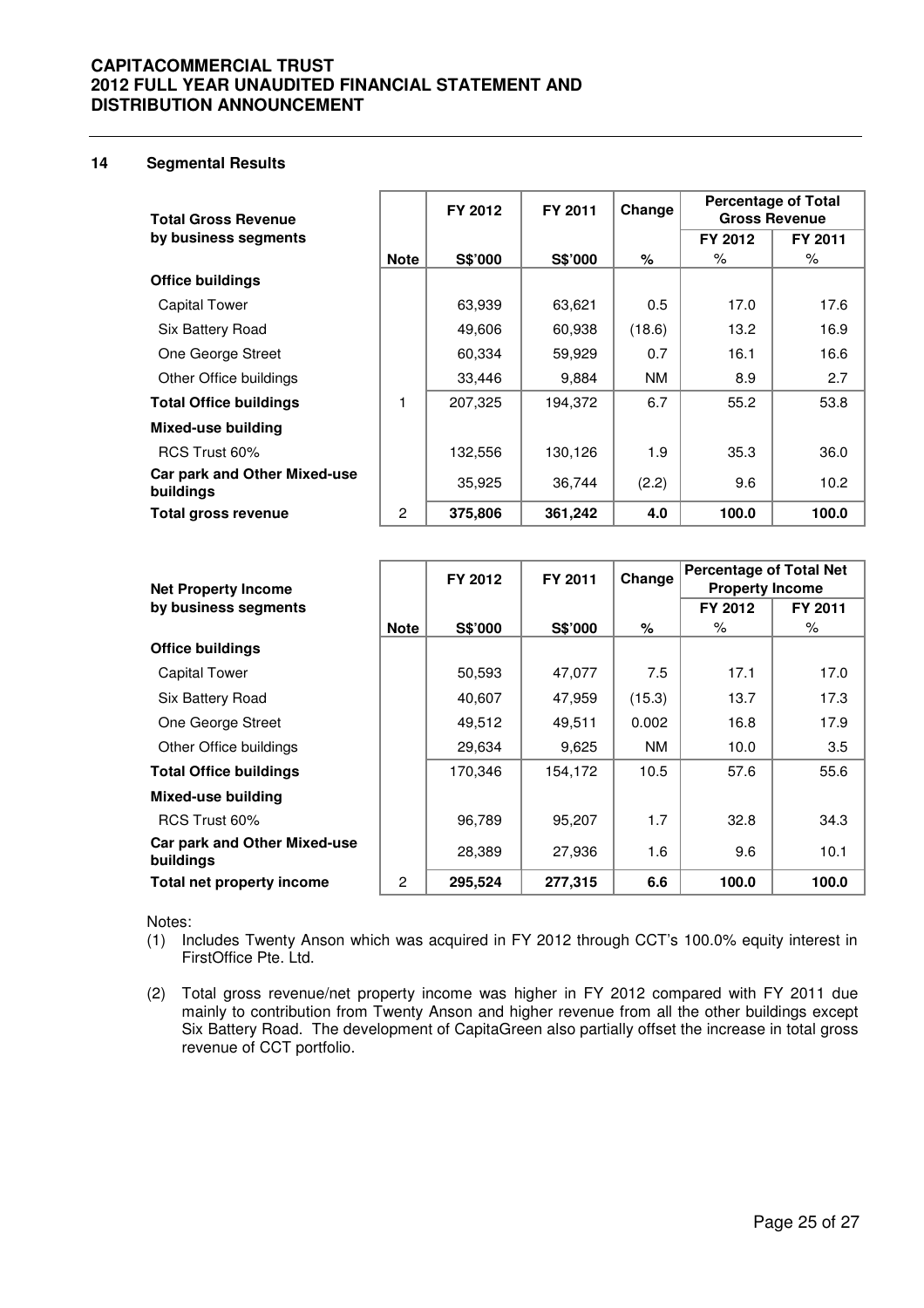## 14 Segmental Results

| Total Gross Revenue by business segments | Note | FY 2012 | FY 2011 | Change | Percentage of Total Gross Revenue | |
|---|---|---|---|---|---|---|
| | | | | | FY 2012 | FY 2011 |
| | | S$'000 | S$'000 | % | % | % |
| **Office buildings** | | | | | | |
| Capital Tower | | 63,939 | 63,621 | 0.5 | 17.0 | 17.6 |
| Six Battery Road | | 49,606 | 60,938 | (18.6) | 13.2 | 16.9 |
| One George Street | | 60,334 | 59,929 | 0.7 | 16.1 | 16.6 |
| Other Office buildings | | 33,446 | 9,884 | NM | 8.9 | 2.7 |
| **Total Office buildings** | 1 | 207,325 | 194,372 | 6.7 | 55.2 | 53.8 |
| **Mixed-use building** | | | | | | |
| RCS Trust 60% | | 132,556 | 130,126 | 1.9 | 35.3 | 36.0 |
| **Car park and Other Mixed-use buildings** | | 35,925 | 36,744 | (2.2) | 9.6 | 10.2 |
| **Total gross revenue** | 2 | **375,806** | **361,242** | **4.0** | **100.0** | **100.0** |

| Net Property Income by business segments | Note | FY 2012 | FY 2011 | Change | Percentage of Total Net Property Income | |
|---|---|---|---|---|---|---|
| | | | | | FY 2012 | FY 2011 |
| | | S$'000 | S$'000 | % | % | % |
| **Office buildings** | | | | | | |
| Capital Tower | | 50,593 | 47,077 | 7.5 | 17.1 | 17.0 |
| Six Battery Road | | 40,607 | 47,959 | (15.3) | 13.7 | 17.3 |
| One George Street | | 49,512 | 49,511 | 0.002 | 16.8 | 17.9 |
| Other Office buildings | | 29,634 | 9,625 | NM | 10.0 | 3.5 |
| **Total Office buildings** | | 170,346 | 154,172 | 10.5 | 57.6 | 55.6 |
| **Mixed-use building** | | | | | | |
| RCS Trust 60% | | 96,789 | 95,207 | 1.7 | 32.8 | 34.3 |
| **Car park and Other Mixed-use buildings** | | 28,389 | 27,936 | 1.6 | 9.6 | 10.1 |
| **Total net property income** | 2 | **295,524** | **277,315** | **6.6** | **100.0** | **100.0** |

Notes:

(1) Includes Twenty Anson which was acquired in FY 2012 through CCT's 100.0% equity interest in FirstOffice Pte. Ltd.

(2) Total gross revenue/net property income was higher in FY 2012 compared with FY 2011 due mainly to contribution from Twenty Anson and higher revenue from all the other buildings except Six Battery Road. The development of CapitaGreen also partially offset the increase in total gross revenue of CCT portfolio.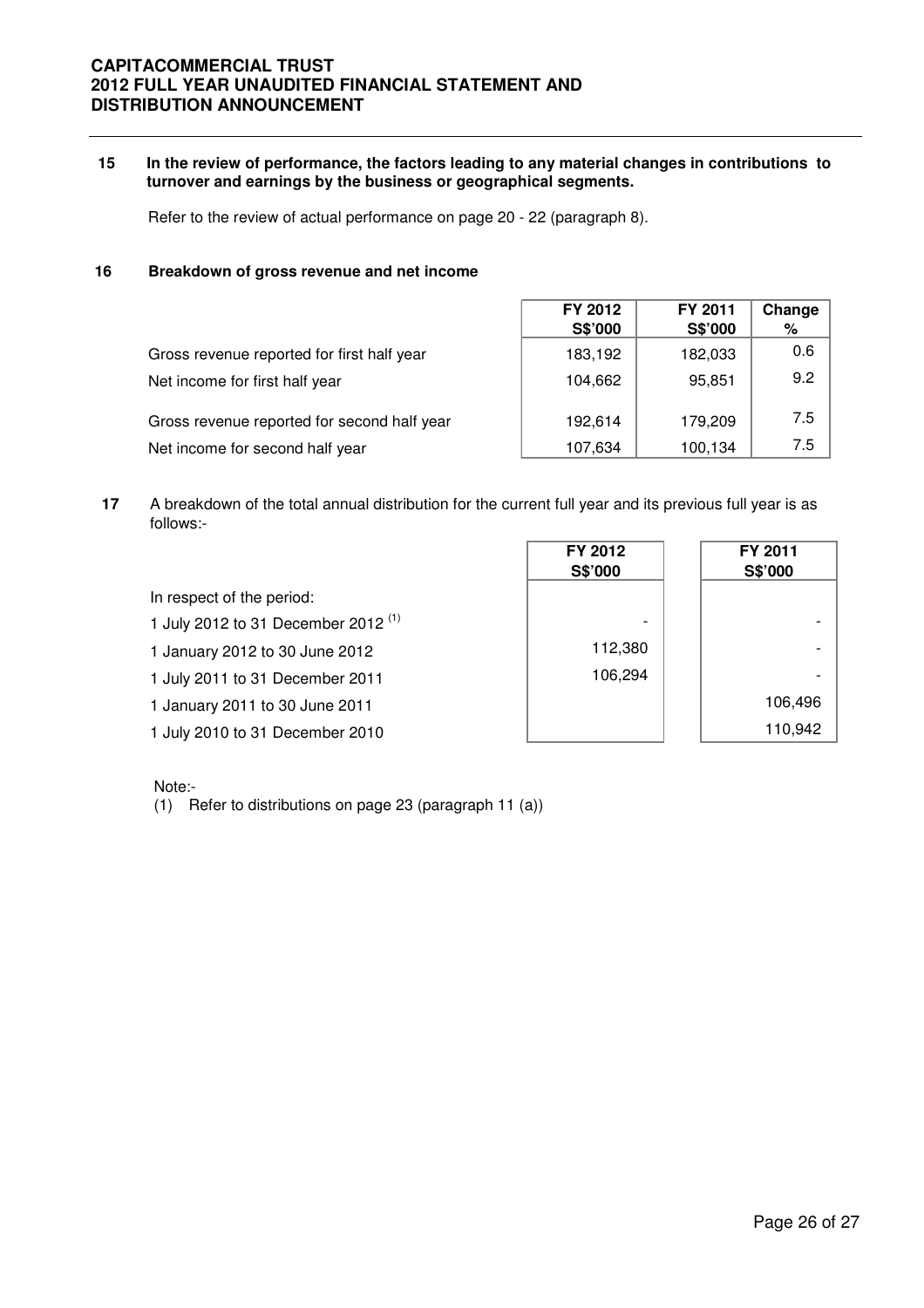**15 In the review of performance, the factors leading to any material changes in contributions to turnover and earnings by the business or geographical segments.**

Refer to the review of actual performance on page 20 - 22 (paragraph 8).

**16 Breakdown of gross revenue and net income**

| | FY 2012 S$'000 | FY 2011 S$'000 | Change % |
|---|---|---|---|
| Gross revenue reported for first half year | 183,192 | 182,033 | 0.6 |
| Net income for first half year | 104,662 | 95,851 | 9.2 |
| Gross revenue reported for second half year | 192,614 | 179,209 | 7.5 |
| Net income for second half year | 107,634 | 100,134 | 7.5 |

**17** A breakdown of the total annual distribution for the current full year and its previous full year is as follows:-

| | FY 2012 S$'000 | FY 2011 S$'000 |
|---|---|---|
| In respect of the period: | | |
| 1 July 2012 to 31 December 2012 [(1)] | - | - |
| 1 January 2012 to 30 June 2012 | 112,380 | - |
| 1 July 2011 to 31 December 2011 | 106,294 | - |
| 1 January 2011 to 30 June 2011 | | 106,496 |
| 1 July 2010 to 31 December 2010 | | 110,942 |

Note:-

(1) Refer to distributions on page 23 (paragraph 11 (a))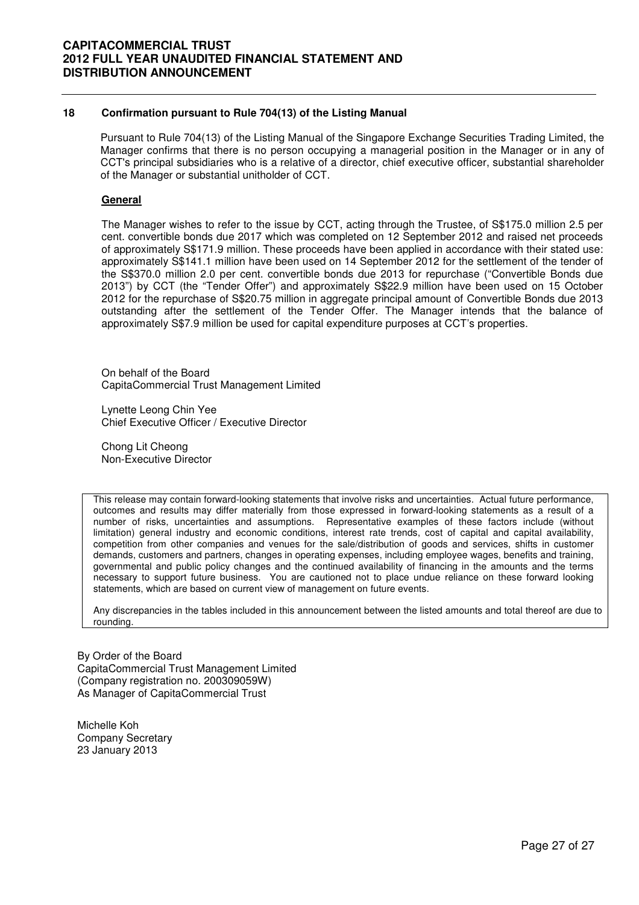## 18 Confirmation pursuant to Rule 704(13) of the Listing Manual

Pursuant to Rule 704(13) of the Listing Manual of the Singapore Exchange Securities Trading Limited, the Manager confirms that there is no person occupying a managerial position in the Manager or in any of CCT's principal subsidiaries who is a relative of a director, chief executive officer, substantial shareholder of the Manager or substantial unitholder of CCT.

**General**

The Manager wishes to refer to the issue by CCT, acting through the Trustee, of S$175.0 million 2.5 per cent. convertible bonds due 2017 which was completed on 12 September 2012 and raised net proceeds of approximately S$171.9 million. These proceeds have been applied in accordance with their stated use: approximately S$141.1 million have been used on 14 September 2012 for the settlement of the tender of the S$370.0 million 2.0 per cent. convertible bonds due 2013 for repurchase ("Convertible Bonds due 2013") by CCT (the "Tender Offer") and approximately S$22.9 million have been used on 15 October 2012 for the repurchase of S$20.75 million in aggregate principal amount of Convertible Bonds due 2013 outstanding after the settlement of the Tender Offer. The Manager intends that the balance of approximately S$7.9 million be used for capital expenditure purposes at CCT's properties.

On behalf of the Board
CapitaCommercial Trust Management Limited

Lynette Leong Chin Yee
Chief Executive Officer / Executive Director

Chong Lit Cheong
Non-Executive Director

This release may contain forward-looking statements that involve risks and uncertainties. Actual future performance, outcomes and results may differ materially from those expressed in forward-looking statements as a result of a number of risks, uncertainties and assumptions. Representative examples of these factors include (without limitation) general industry and economic conditions, interest rate trends, cost of capital and capital availability, competition from other companies and venues for the sale/distribution of goods and services, shifts in customer demands, customers and partners, changes in operating expenses, including employee wages, benefits and training, governmental and public policy changes and the continued availability of financing in the amounts and the terms necessary to support future business. You are cautioned not to place undue reliance on these forward looking statements, which are based on current view of management on future events.

Any discrepancies in the tables included in this announcement between the listed amounts and total thereof are due to rounding.

By Order of the Board
CapitaCommercial Trust Management Limited
(Company registration no. 200309059W)
As Manager of CapitaCommercial Trust

Michelle Koh
Company Secretary
23 January 2013